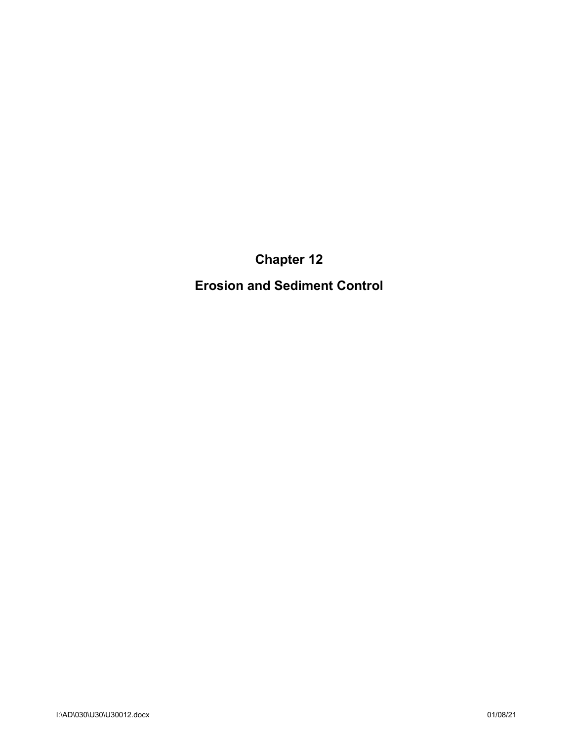# Chapter 12

# Erosion and Sediment Control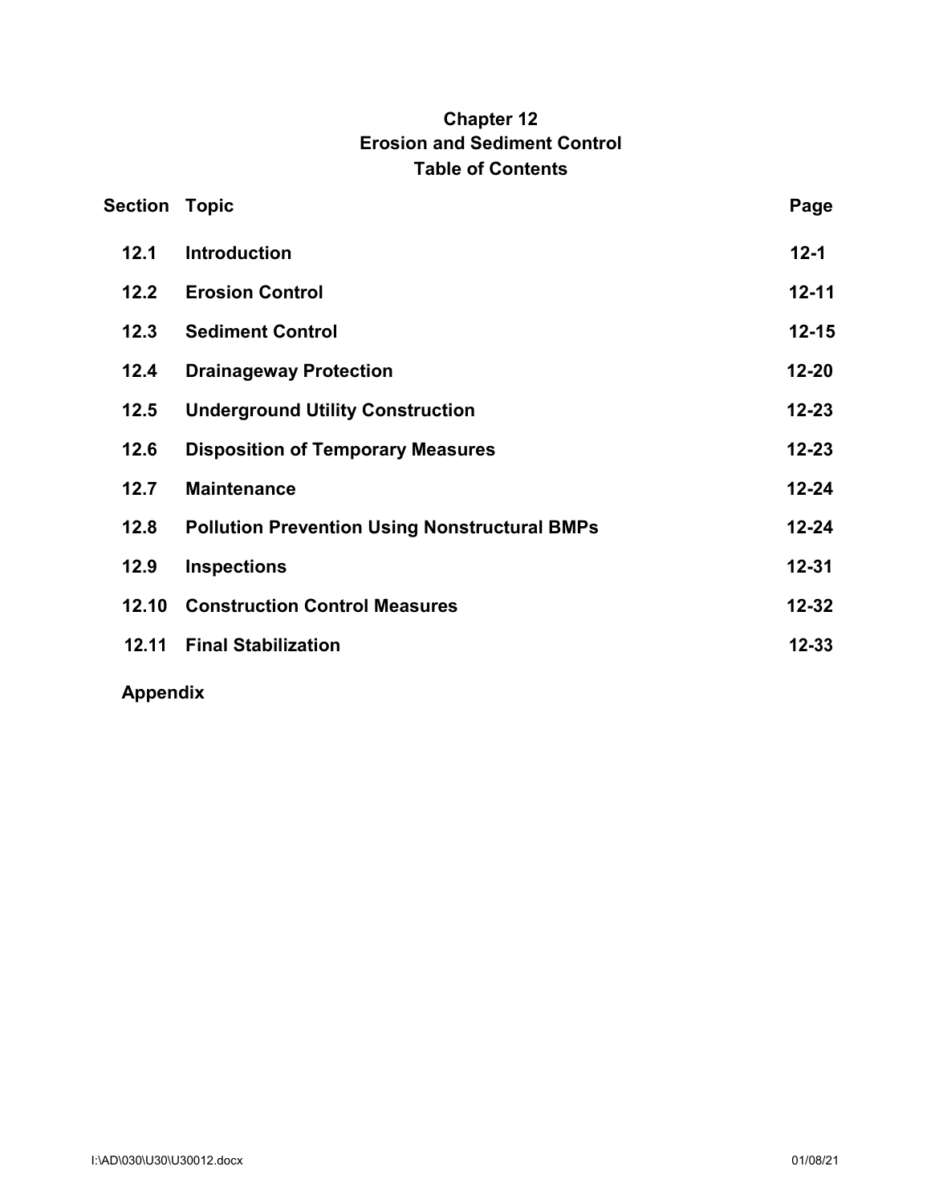# Chapter 12
## Erosion and Sediment Control
## Table of Contents

| Section | Topic | Page |
|---|---|---|
| 12.1 | Introduction | 12-1 |
| 12.2 | Erosion Control | 12-11 |
| 12.3 | Sediment Control | 12-15 |
| 12.4 | Drainageway Protection | 12-20 |
| 12.5 | Underground Utility Construction | 12-23 |
| 12.6 | Disposition of Temporary Measures | 12-23 |
| 12.7 | Maintenance | 12-24 |
| 12.8 | Pollution Prevention Using Nonstructural BMPs | 12-24 |
| 12.9 | Inspections | 12-31 |
| 12.10 | Construction Control Measures | 12-32 |
| 12.11 | Final Stabilization | 12-33 |

**Appendix**

I:\AD\030\U30\U30012.docx 01/08/21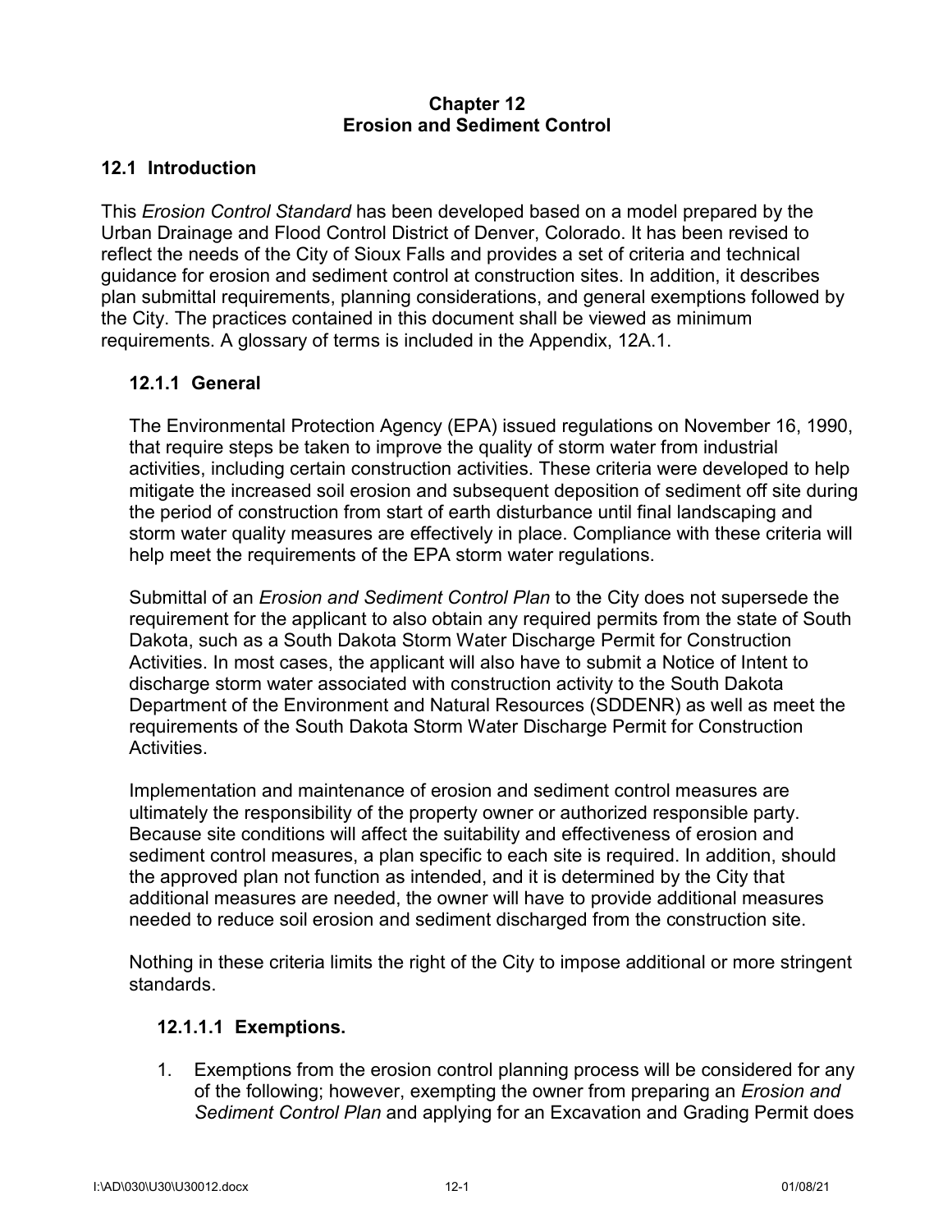# Chapter 12
# Erosion and Sediment Control

## 12.1 Introduction

This *Erosion Control Standard* has been developed based on a model prepared by the Urban Drainage and Flood Control District of Denver, Colorado. It has been revised to reflect the needs of the City of Sioux Falls and provides a set of criteria and technical guidance for erosion and sediment control at construction sites. In addition, it describes plan submittal requirements, planning considerations, and general exemptions followed by the City. The practices contained in this document shall be viewed as minimum requirements. A glossary of terms is included in the Appendix, 12A.1.

### 12.1.1 General

The Environmental Protection Agency (EPA) issued regulations on November 16, 1990, that require steps be taken to improve the quality of storm water from industrial activities, including certain construction activities. These criteria were developed to help mitigate the increased soil erosion and subsequent deposition of sediment off site during the period of construction from start of earth disturbance until final landscaping and storm water quality measures are effectively in place. Compliance with these criteria will help meet the requirements of the EPA storm water regulations.

Submittal of an *Erosion and Sediment Control Plan* to the City does not supersede the requirement for the applicant to also obtain any required permits from the state of South Dakota, such as a South Dakota Storm Water Discharge Permit for Construction Activities. In most cases, the applicant will also have to submit a Notice of Intent to discharge storm water associated with construction activity to the South Dakota Department of the Environment and Natural Resources (SDDENR) as well as meet the requirements of the South Dakota Storm Water Discharge Permit for Construction Activities.

Implementation and maintenance of erosion and sediment control measures are ultimately the responsibility of the property owner or authorized responsible party. Because site conditions will affect the suitability and effectiveness of erosion and sediment control measures, a plan specific to each site is required. In addition, should the approved plan not function as intended, and it is determined by the City that additional measures are needed, the owner will have to provide additional measures needed to reduce soil erosion and sediment discharged from the construction site.

Nothing in these criteria limits the right of the City to impose additional or more stringent standards.

#### 12.1.1.1 Exemptions.

1. Exemptions from the erosion control planning process will be considered for any of the following; however, exempting the owner from preparing an *Erosion and Sediment Control Plan* and applying for an Excavation and Grading Permit does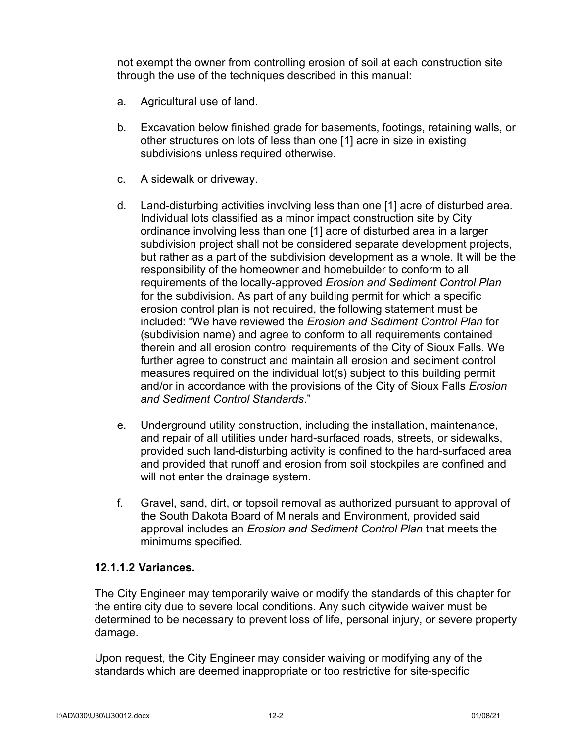not exempt the owner from controlling erosion of soil at each construction site through the use of the techniques described in this manual:

a. Agricultural use of land.

b. Excavation below finished grade for basements, footings, retaining walls, or other structures on lots of less than one [1] acre in size in existing subdivisions unless required otherwise.

c. A sidewalk or driveway.

d. Land-disturbing activities involving less than one [1] acre of disturbed area. Individual lots classified as a minor impact construction site by City ordinance involving less than one [1] acre of disturbed area in a larger subdivision project shall not be considered separate development projects, but rather as a part of the subdivision development as a whole. It will be the responsibility of the homeowner and homebuilder to conform to all requirements of the locally-approved *Erosion and Sediment Control Plan* for the subdivision. As part of any building permit for which a specific erosion control plan is not required, the following statement must be included: "We have reviewed the *Erosion and Sediment Control Plan* for (subdivision name) and agree to conform to all requirements contained therein and all erosion control requirements of the City of Sioux Falls. We further agree to construct and maintain all erosion and sediment control measures required on the individual lot(s) subject to this building permit and/or in accordance with the provisions of the City of Sioux Falls *Erosion and Sediment Control Standards*."

e. Underground utility construction, including the installation, maintenance, and repair of all utilities under hard-surfaced roads, streets, or sidewalks, provided such land-disturbing activity is confined to the hard-surfaced area and provided that runoff and erosion from soil stockpiles are confined and will not enter the drainage system.

f. Gravel, sand, dirt, or topsoil removal as authorized pursuant to approval of the South Dakota Board of Minerals and Environment, provided said approval includes an *Erosion and Sediment Control Plan* that meets the minimums specified.

#### 12.1.1.2 Variances.

The City Engineer may temporarily waive or modify the standards of this chapter for the entire city due to severe local conditions. Any such citywide waiver must be determined to be necessary to prevent loss of life, personal injury, or severe property damage.

Upon request, the City Engineer may consider waiving or modifying any of the standards which are deemed inappropriate or too restrictive for site-specific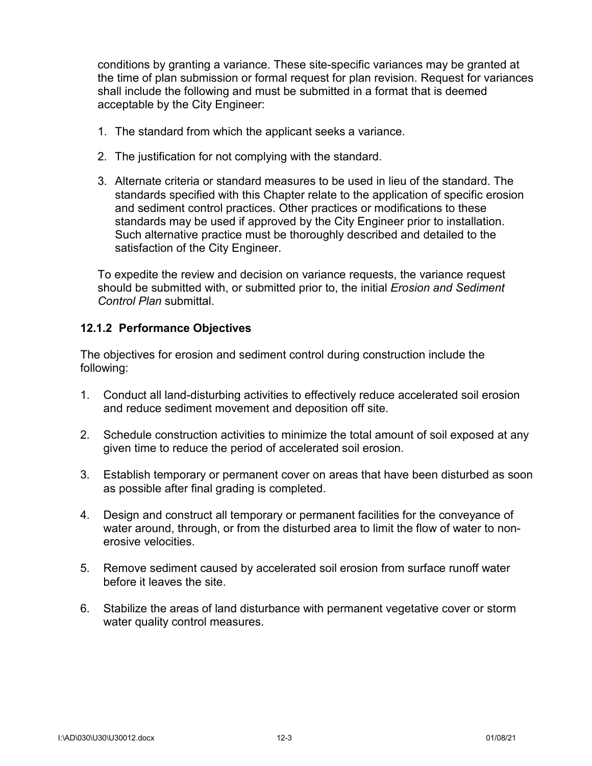conditions by granting a variance. These site-specific variances may be granted at the time of plan submission or formal request for plan revision. Request for variances shall include the following and must be submitted in a format that is deemed acceptable by the City Engineer:

1. The standard from which the applicant seeks a variance.

2. The justification for not complying with the standard.

3. Alternate criteria or standard measures to be used in lieu of the standard. The standards specified with this Chapter relate to the application of specific erosion and sediment control practices. Other practices or modifications to these standards may be used if approved by the City Engineer prior to installation. Such alternative practice must be thoroughly described and detailed to the satisfaction of the City Engineer.

To expedite the review and decision on variance requests, the variance request should be submitted with, or submitted prior to, the initial *Erosion and Sediment Control Plan* submittal.

### 12.1.2 Performance Objectives

The objectives for erosion and sediment control during construction include the following:

1. Conduct all land-disturbing activities to effectively reduce accelerated soil erosion and reduce sediment movement and deposition off site.

2. Schedule construction activities to minimize the total amount of soil exposed at any given time to reduce the period of accelerated soil erosion.

3. Establish temporary or permanent cover on areas that have been disturbed as soon as possible after final grading is completed.

4. Design and construct all temporary or permanent facilities for the conveyance of water around, through, or from the disturbed area to limit the flow of water to non-erosive velocities.

5. Remove sediment caused by accelerated soil erosion from surface runoff water before it leaves the site.

6. Stabilize the areas of land disturbance with permanent vegetative cover or storm water quality control measures.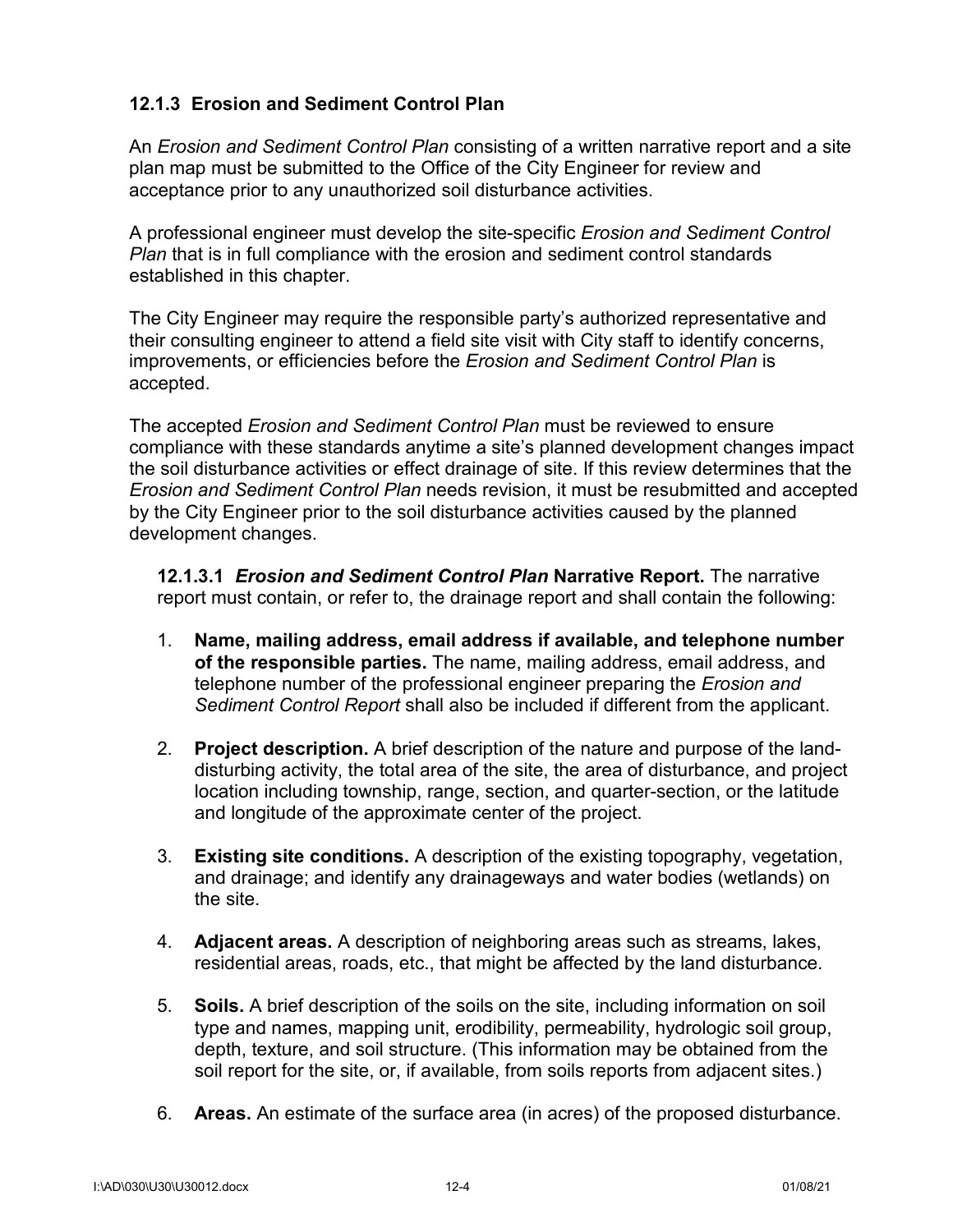### 12.1.3 Erosion and Sediment Control Plan

An *Erosion and Sediment Control Plan* consisting of a written narrative report and a site plan map must be submitted to the Office of the City Engineer for review and acceptance prior to any unauthorized soil disturbance activities.

A professional engineer must develop the site-specific *Erosion and Sediment Control Plan* that is in full compliance with the erosion and sediment control standards established in this chapter.

The City Engineer may require the responsible party's authorized representative and their consulting engineer to attend a field site visit with City staff to identify concerns, improvements, or efficiencies before the *Erosion and Sediment Control Plan* is accepted.

The accepted *Erosion and Sediment Control Plan* must be reviewed to ensure compliance with these standards anytime a site's planned development changes impact the soil disturbance activities or effect drainage of site. If this review determines that the *Erosion and Sediment Control Plan* needs revision, it must be resubmitted and accepted by the City Engineer prior to the soil disturbance activities caused by the planned development changes.

**12.1.3.1** ***Erosion and Sediment Control Plan*** **Narrative Report.** The narrative report must contain, or refer to, the drainage report and shall contain the following:

1. **Name, mailing address, email address if available, and telephone number of the responsible parties.** The name, mailing address, email address, and telephone number of the professional engineer preparing the *Erosion and Sediment Control Report* shall also be included if different from the applicant.

2. **Project description.** A brief description of the nature and purpose of the land-disturbing activity, the total area of the site, the area of disturbance, and project location including township, range, section, and quarter-section, or the latitude and longitude of the approximate center of the project.

3. **Existing site conditions.** A description of the existing topography, vegetation, and drainage; and identify any drainageways and water bodies (wetlands) on the site.

4. **Adjacent areas.** A description of neighboring areas such as streams, lakes, residential areas, roads, etc., that might be affected by the land disturbance.

5. **Soils.** A brief description of the soils on the site, including information on soil type and names, mapping unit, erodibility, permeability, hydrologic soil group, depth, texture, and soil structure. (This information may be obtained from the soil report for the site, or, if available, from soils reports from adjacent sites.)

6. **Areas.** An estimate of the surface area (in acres) of the proposed disturbance.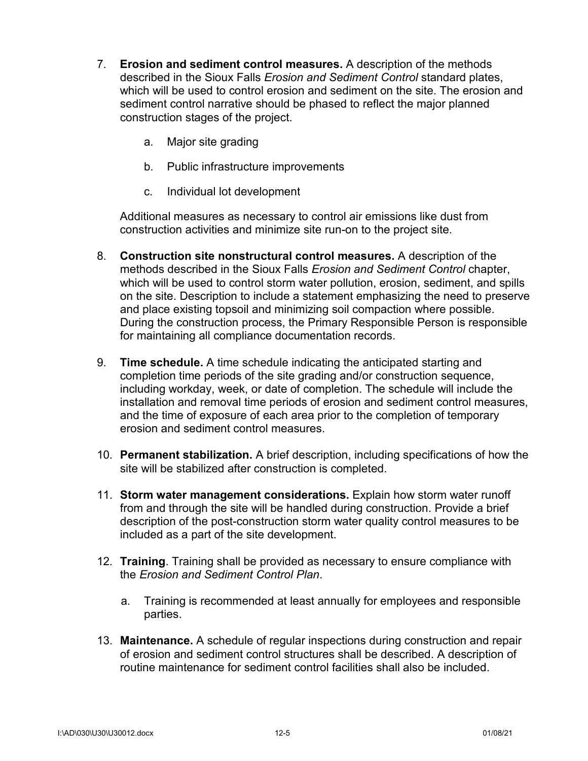7. **Erosion and sediment control measures.** A description of the methods described in the Sioux Falls *Erosion and Sediment Control* standard plates, which will be used to control erosion and sediment on the site. The erosion and sediment control narrative should be phased to reflect the major planned construction stages of the project.

    a. Major site grading

    b. Public infrastructure improvements

    c. Individual lot development

    Additional measures as necessary to control air emissions like dust from construction activities and minimize site run-on to the project site.

8. **Construction site nonstructural control measures.** A description of the methods described in the Sioux Falls *Erosion and Sediment Control* chapter, which will be used to control storm water pollution, erosion, sediment, and spills on the site. Description to include a statement emphasizing the need to preserve and place existing topsoil and minimizing soil compaction where possible. During the construction process, the Primary Responsible Person is responsible for maintaining all compliance documentation records.

9. **Time schedule.** A time schedule indicating the anticipated starting and completion time periods of the site grading and/or construction sequence, including workday, week, or date of completion. The schedule will include the installation and removal time periods of erosion and sediment control measures, and the time of exposure of each area prior to the completion of temporary erosion and sediment control measures.

10. **Permanent stabilization.** A brief description, including specifications of how the site will be stabilized after construction is completed.

11. **Storm water management considerations.** Explain how storm water runoff from and through the site will be handled during construction. Provide a brief description of the post-construction storm water quality control measures to be included as a part of the site development.

12. **Training**. Training shall be provided as necessary to ensure compliance with the *Erosion and Sediment Control Plan*.

    a. Training is recommended at least annually for employees and responsible parties.

13. **Maintenance.** A schedule of regular inspections during construction and repair of erosion and sediment control structures shall be described. A description of routine maintenance for sediment control facilities shall also be included.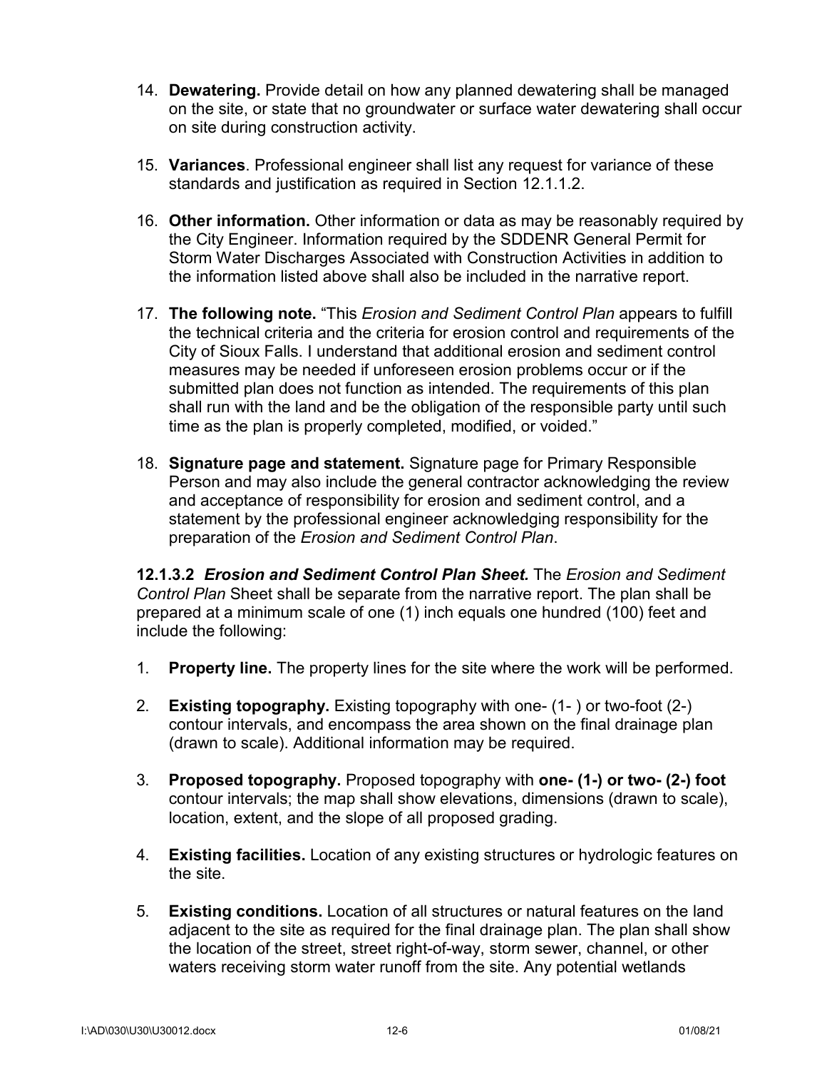14. **Dewatering.** Provide detail on how any planned dewatering shall be managed on the site, or state that no groundwater or surface water dewatering shall occur on site during construction activity.

15. **Variances**. Professional engineer shall list any request for variance of these standards and justification as required in Section 12.1.1.2.

16. **Other information.** Other information or data as may be reasonably required by the City Engineer. Information required by the SDDENR General Permit for Storm Water Discharges Associated with Construction Activities in addition to the information listed above shall also be included in the narrative report.

17. **The following note.** "This *Erosion and Sediment Control Plan* appears to fulfill the technical criteria and the criteria for erosion control and requirements of the City of Sioux Falls. I understand that additional erosion and sediment control measures may be needed if unforeseen erosion problems occur or if the submitted plan does not function as intended. The requirements of this plan shall run with the land and be the obligation of the responsible party until such time as the plan is properly completed, modified, or voided."

18. **Signature page and statement.** Signature page for Primary Responsible Person and may also include the general contractor acknowledging the review and acceptance of responsibility for erosion and sediment control, and a statement by the professional engineer acknowledging responsibility for the preparation of the *Erosion and Sediment Control Plan*.

**12.1.3.2** ***Erosion and Sediment Control Plan Sheet.*** The *Erosion and Sediment Control Plan* Sheet shall be separate from the narrative report. The plan shall be prepared at a minimum scale of one (1) inch equals one hundred (100) feet and include the following:

1. **Property line.** The property lines for the site where the work will be performed.

2. **Existing topography.** Existing topography with one- (1- ) or two-foot (2-) contour intervals, and encompass the area shown on the final drainage plan (drawn to scale). Additional information may be required.

3. **Proposed topography.** Proposed topography with **one- (1-) or two- (2-) foot** contour intervals; the map shall show elevations, dimensions (drawn to scale), location, extent, and the slope of all proposed grading.

4. **Existing facilities.** Location of any existing structures or hydrologic features on the site.

5. **Existing conditions.** Location of all structures or natural features on the land adjacent to the site as required for the final drainage plan. The plan shall show the location of the street, street right-of-way, storm sewer, channel, or other waters receiving storm water runoff from the site. Any potential wetlands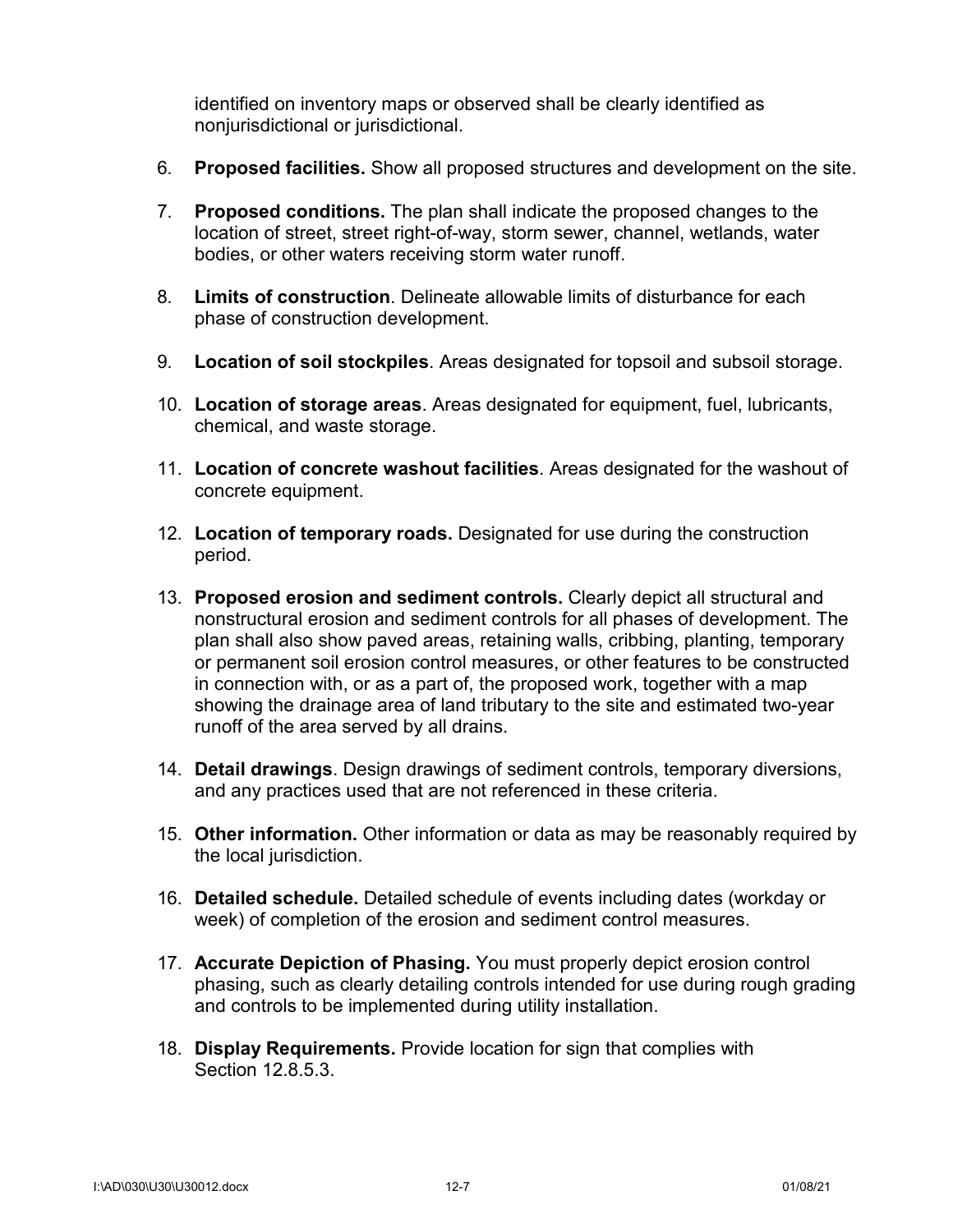identified on inventory maps or observed shall be clearly identified as nonjurisdictional or jurisdictional.

6. **Proposed facilities.** Show all proposed structures and development on the site.

7. **Proposed conditions.** The plan shall indicate the proposed changes to the location of street, street right-of-way, storm sewer, channel, wetlands, water bodies, or other waters receiving storm water runoff.

8. **Limits of construction**. Delineate allowable limits of disturbance for each phase of construction development.

9. **Location of soil stockpiles**. Areas designated for topsoil and subsoil storage.

10. **Location of storage areas**. Areas designated for equipment, fuel, lubricants, chemical, and waste storage.

11. **Location of concrete washout facilities**. Areas designated for the washout of concrete equipment.

12. **Location of temporary roads.** Designated for use during the construction period.

13. **Proposed erosion and sediment controls.** Clearly depict all structural and nonstructural erosion and sediment controls for all phases of development. The plan shall also show paved areas, retaining walls, cribbing, planting, temporary or permanent soil erosion control measures, or other features to be constructed in connection with, or as a part of, the proposed work, together with a map showing the drainage area of land tributary to the site and estimated two-year runoff of the area served by all drains.

14. **Detail drawings**. Design drawings of sediment controls, temporary diversions, and any practices used that are not referenced in these criteria.

15. **Other information.** Other information or data as may be reasonably required by the local jurisdiction.

16. **Detailed schedule.** Detailed schedule of events including dates (workday or week) of completion of the erosion and sediment control measures.

17. **Accurate Depiction of Phasing.** You must properly depict erosion control phasing, such as clearly detailing controls intended for use during rough grading and controls to be implemented during utility installation.

18. **Display Requirements.** Provide location for sign that complies with Section 12.8.5.3.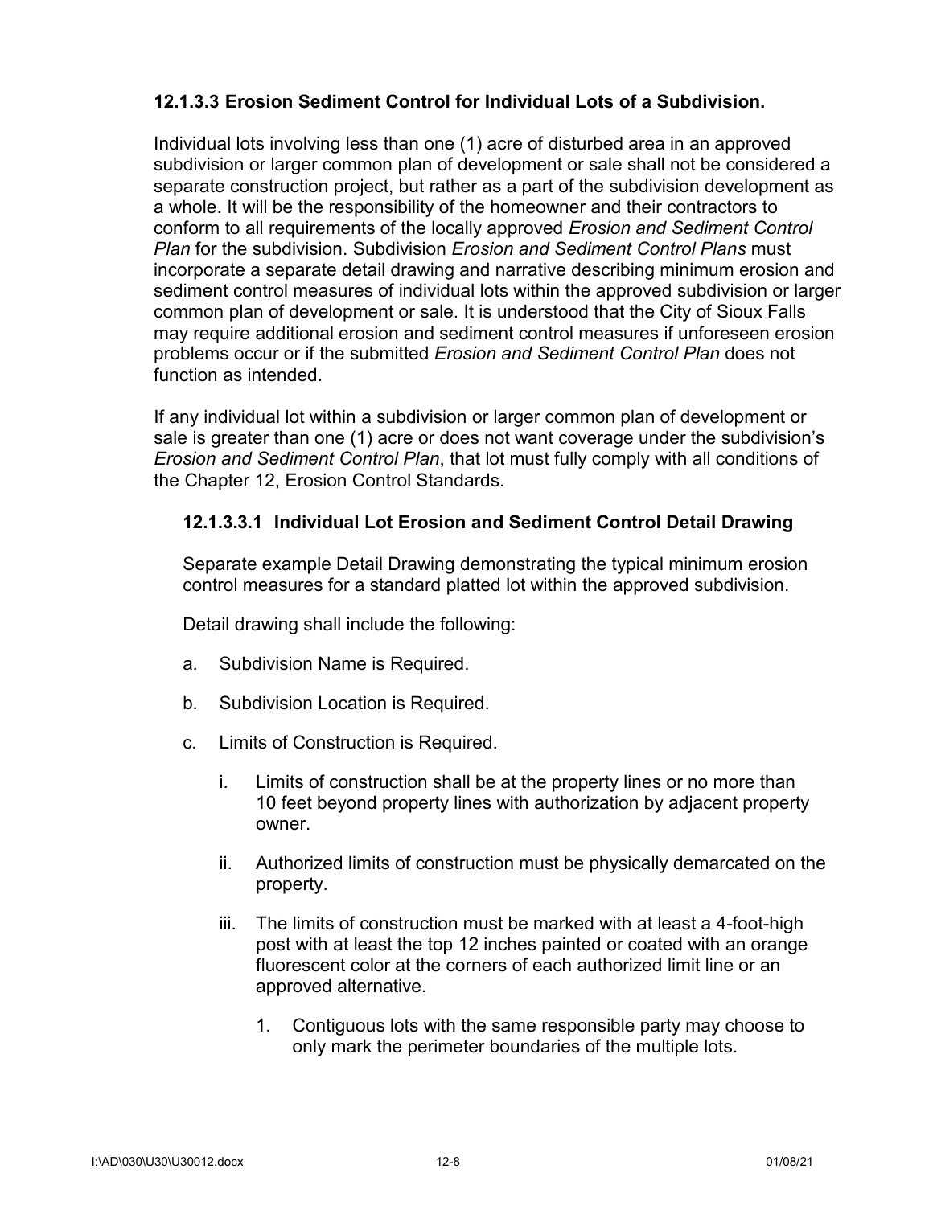### 12.1.3.3 Erosion Sediment Control for Individual Lots of a Subdivision.

Individual lots involving less than one (1) acre of disturbed area in an approved subdivision or larger common plan of development or sale shall not be considered a separate construction project, but rather as a part of the subdivision development as a whole. It will be the responsibility of the homeowner and their contractors to conform to all requirements of the locally approved *Erosion and Sediment Control Plan* for the subdivision. Subdivision *Erosion and Sediment Control Plans* must incorporate a separate detail drawing and narrative describing minimum erosion and sediment control measures of individual lots within the approved subdivision or larger common plan of development or sale. It is understood that the City of Sioux Falls may require additional erosion and sediment control measures if unforeseen erosion problems occur or if the submitted *Erosion and Sediment Control Plan* does not function as intended.

If any individual lot within a subdivision or larger common plan of development or sale is greater than one (1) acre or does not want coverage under the subdivision's *Erosion and Sediment Control Plan*, that lot must fully comply with all conditions of the Chapter 12, Erosion Control Standards.

#### 12.1.3.3.1 Individual Lot Erosion and Sediment Control Detail Drawing

Separate example Detail Drawing demonstrating the typical minimum erosion control measures for a standard platted lot within the approved subdivision.

Detail drawing shall include the following:

a. Subdivision Name is Required.

b. Subdivision Location is Required.

c. Limits of Construction is Required.

   i. Limits of construction shall be at the property lines or no more than 10 feet beyond property lines with authorization by adjacent property owner.

   ii. Authorized limits of construction must be physically demarcated on the property.

   iii. The limits of construction must be marked with at least a 4-foot-high post with at least the top 12 inches painted or coated with an orange fluorescent color at the corners of each authorized limit line or an approved alternative.

      1. Contiguous lots with the same responsible party may choose to only mark the perimeter boundaries of the multiple lots.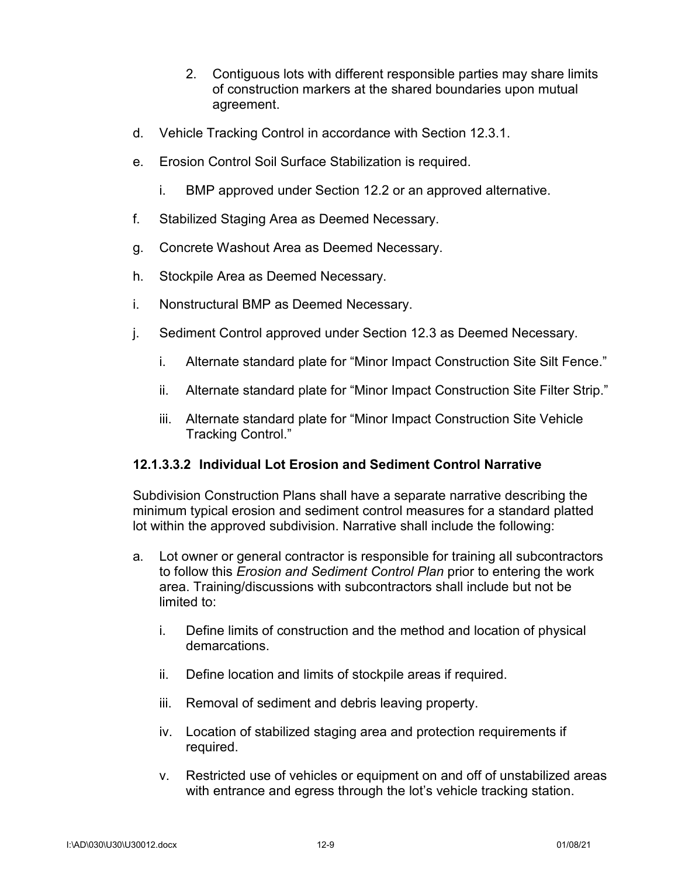2. Contiguous lots with different responsible parties may share limits of construction markers at the shared boundaries upon mutual agreement.

d. Vehicle Tracking Control in accordance with Section 12.3.1.

e. Erosion Control Soil Surface Stabilization is required.

   i. BMP approved under Section 12.2 or an approved alternative.

f. Stabilized Staging Area as Deemed Necessary.

g. Concrete Washout Area as Deemed Necessary.

h. Stockpile Area as Deemed Necessary.

i. Nonstructural BMP as Deemed Necessary.

j. Sediment Control approved under Section 12.3 as Deemed Necessary.

   i. Alternate standard plate for "Minor Impact Construction Site Silt Fence."

   ii. Alternate standard plate for "Minor Impact Construction Site Filter Strip."

   iii. Alternate standard plate for "Minor Impact Construction Site Vehicle Tracking Control."

#### 12.1.3.3.2 Individual Lot Erosion and Sediment Control Narrative

Subdivision Construction Plans shall have a separate narrative describing the minimum typical erosion and sediment control measures for a standard platted lot within the approved subdivision. Narrative shall include the following:

a. Lot owner or general contractor is responsible for training all subcontractors to follow this *Erosion and Sediment Control Plan* prior to entering the work area. Training/discussions with subcontractors shall include but not be limited to:

   i. Define limits of construction and the method and location of physical demarcations.

   ii. Define location and limits of stockpile areas if required.

   iii. Removal of sediment and debris leaving property.

   iv. Location of stabilized staging area and protection requirements if required.

   v. Restricted use of vehicles or equipment on and off of unstabilized areas with entrance and egress through the lot's vehicle tracking station.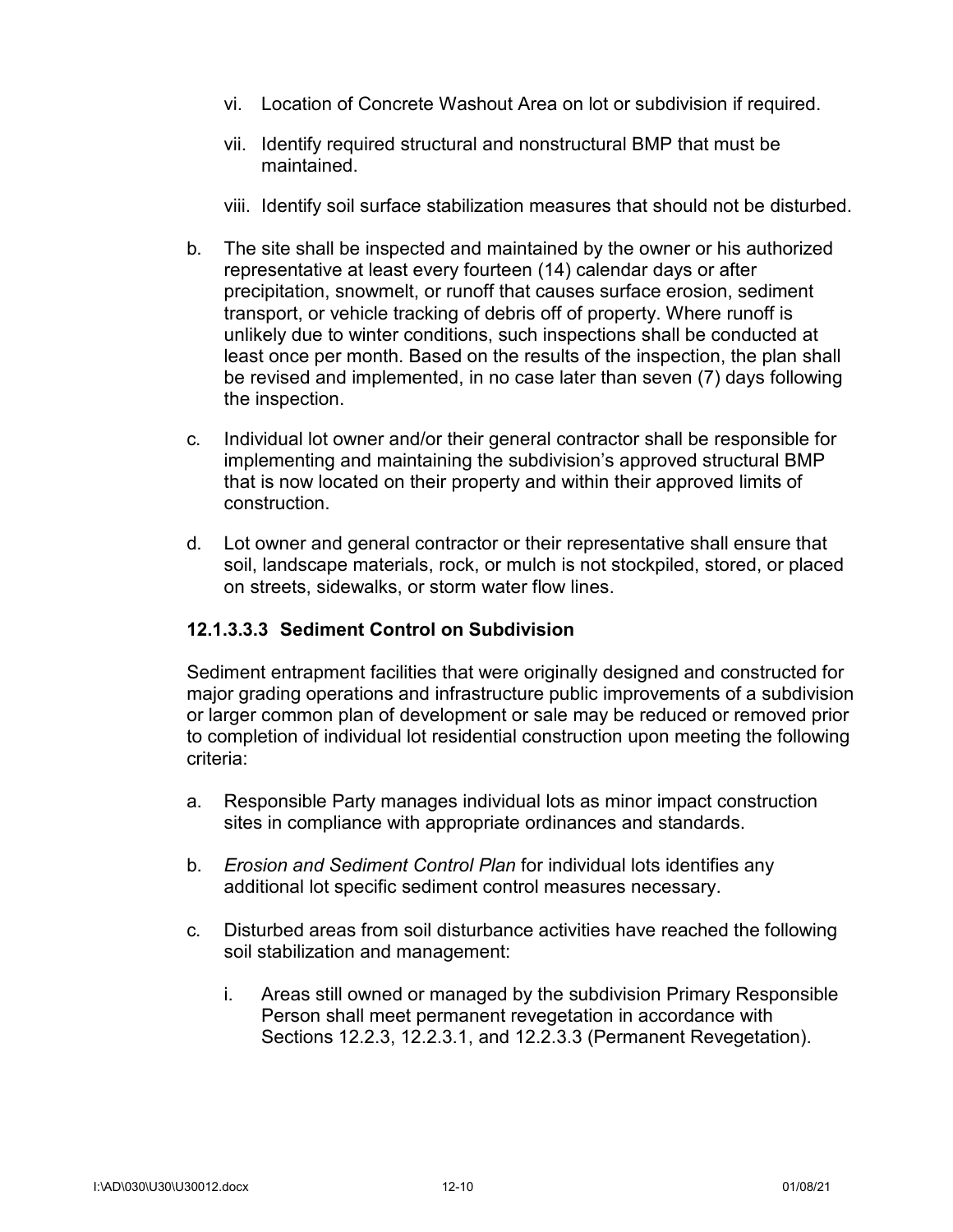vi. Location of Concrete Washout Area on lot or subdivision if required.

vii. Identify required structural and nonstructural BMP that must be maintained.

viii. Identify soil surface stabilization measures that should not be disturbed.

b. The site shall be inspected and maintained by the owner or his authorized representative at least every fourteen (14) calendar days or after precipitation, snowmelt, or runoff that causes surface erosion, sediment transport, or vehicle tracking of debris off of property. Where runoff is unlikely due to winter conditions, such inspections shall be conducted at least once per month. Based on the results of the inspection, the plan shall be revised and implemented, in no case later than seven (7) days following the inspection.

c. Individual lot owner and/or their general contractor shall be responsible for implementing and maintaining the subdivision's approved structural BMP that is now located on their property and within their approved limits of construction.

d. Lot owner and general contractor or their representative shall ensure that soil, landscape materials, rock, or mulch is not stockpiled, stored, or placed on streets, sidewalks, or storm water flow lines.

#### 12.1.3.3.3 Sediment Control on Subdivision

Sediment entrapment facilities that were originally designed and constructed for major grading operations and infrastructure public improvements of a subdivision or larger common plan of development or sale may be reduced or removed prior to completion of individual lot residential construction upon meeting the following criteria:

a. Responsible Party manages individual lots as minor impact construction sites in compliance with appropriate ordinances and standards.

b. *Erosion and Sediment Control Plan* for individual lots identifies any additional lot specific sediment control measures necessary.

c. Disturbed areas from soil disturbance activities have reached the following soil stabilization and management:

i. Areas still owned or managed by the subdivision Primary Responsible Person shall meet permanent revegetation in accordance with Sections 12.2.3, 12.2.3.1, and 12.2.3.3 (Permanent Revegetation).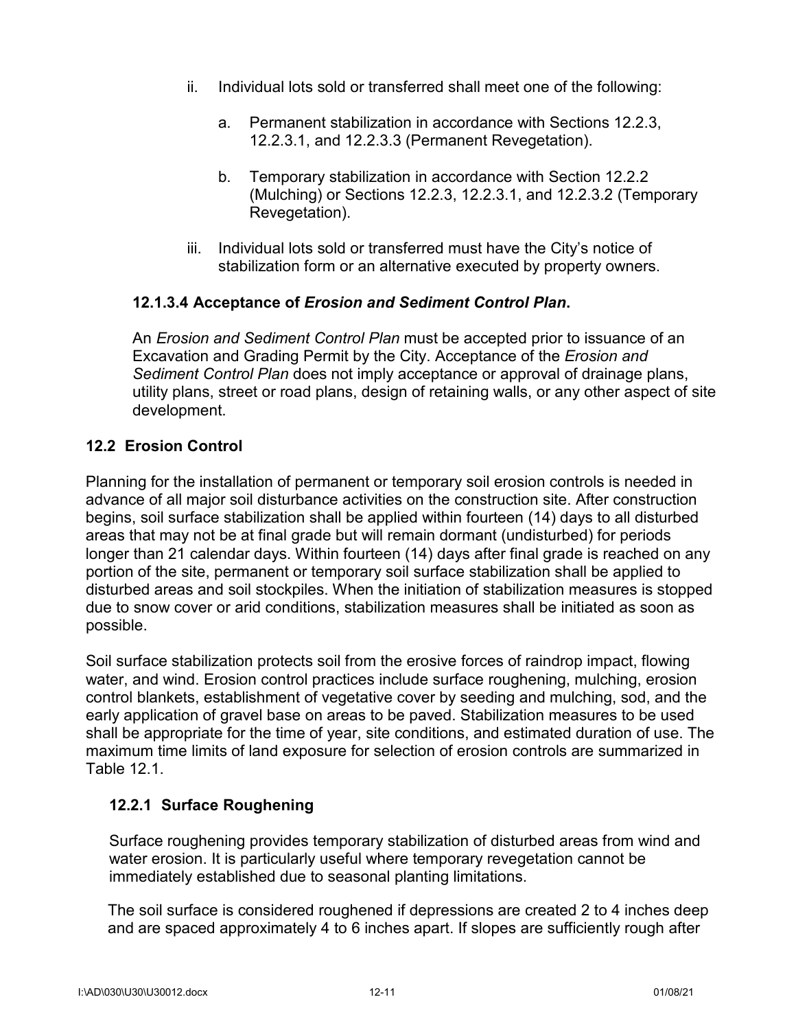ii. Individual lots sold or transferred shall meet one of the following:

      a. Permanent stabilization in accordance with Sections 12.2.3, 12.2.3.1, and 12.2.3.3 (Permanent Revegetation).

      b. Temporary stabilization in accordance with Section 12.2.2 (Mulching) or Sections 12.2.3, 12.2.3.1, and 12.2.3.2 (Temporary Revegetation).

   iii. Individual lots sold or transferred must have the City's notice of stabilization form or an alternative executed by property owners.

#### 12.1.3.4 Acceptance of *Erosion and Sediment Control Plan*.

An *Erosion and Sediment Control Plan* must be accepted prior to issuance of an Excavation and Grading Permit by the City. Acceptance of the *Erosion and Sediment Control Plan* does not imply acceptance or approval of drainage plans, utility plans, street or road plans, design of retaining walls, or any other aspect of site development.

## 12.2 Erosion Control

Planning for the installation of permanent or temporary soil erosion controls is needed in advance of all major soil disturbance activities on the construction site. After construction begins, soil surface stabilization shall be applied within fourteen (14) days to all disturbed areas that may not be at final grade but will remain dormant (undisturbed) for periods longer than 21 calendar days. Within fourteen (14) days after final grade is reached on any portion of the site, permanent or temporary soil surface stabilization shall be applied to disturbed areas and soil stockpiles. When the initiation of stabilization measures is stopped due to snow cover or arid conditions, stabilization measures shall be initiated as soon as possible.

Soil surface stabilization protects soil from the erosive forces of raindrop impact, flowing water, and wind. Erosion control practices include surface roughening, mulching, erosion control blankets, establishment of vegetative cover by seeding and mulching, sod, and the early application of gravel base on areas to be paved. Stabilization measures to be used shall be appropriate for the time of year, site conditions, and estimated duration of use. The maximum time limits of land exposure for selection of erosion controls are summarized in Table 12.1.

### 12.2.1 Surface Roughening

Surface roughening provides temporary stabilization of disturbed areas from wind and water erosion. It is particularly useful where temporary revegetation cannot be immediately established due to seasonal planting limitations.

The soil surface is considered roughened if depressions are created 2 to 4 inches deep and are spaced approximately 4 to 6 inches apart. If slopes are sufficiently rough after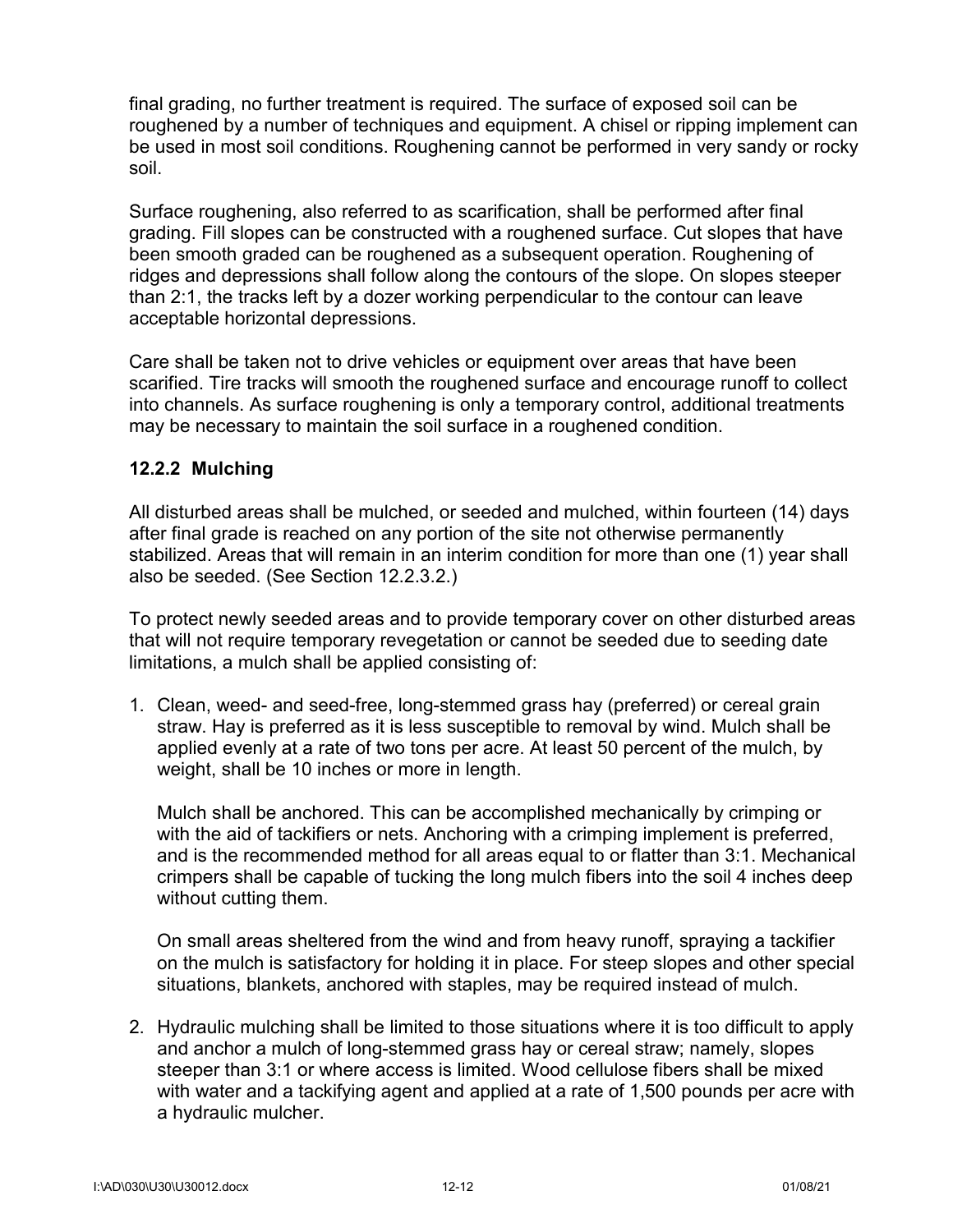final grading, no further treatment is required. The surface of exposed soil can be roughened by a number of techniques and equipment. A chisel or ripping implement can be used in most soil conditions. Roughening cannot be performed in very sandy or rocky soil.

Surface roughening, also referred to as scarification, shall be performed after final grading. Fill slopes can be constructed with a roughened surface. Cut slopes that have been smooth graded can be roughened as a subsequent operation. Roughening of ridges and depressions shall follow along the contours of the slope. On slopes steeper than 2:1, the tracks left by a dozer working perpendicular to the contour can leave acceptable horizontal depressions.

Care shall be taken not to drive vehicles or equipment over areas that have been scarified. Tire tracks will smooth the roughened surface and encourage runoff to collect into channels. As surface roughening is only a temporary control, additional treatments may be necessary to maintain the soil surface in a roughened condition.

### 12.2.2 Mulching

All disturbed areas shall be mulched, or seeded and mulched, within fourteen (14) days after final grade is reached on any portion of the site not otherwise permanently stabilized. Areas that will remain in an interim condition for more than one (1) year shall also be seeded. (See Section 12.2.3.2.)

To protect newly seeded areas and to provide temporary cover on other disturbed areas that will not require temporary revegetation or cannot be seeded due to seeding date limitations, a mulch shall be applied consisting of:

1. Clean, weed- and seed-free, long-stemmed grass hay (preferred) or cereal grain straw. Hay is preferred as it is less susceptible to removal by wind. Mulch shall be applied evenly at a rate of two tons per acre. At least 50 percent of the mulch, by weight, shall be 10 inches or more in length.

   Mulch shall be anchored. This can be accomplished mechanically by crimping or with the aid of tackifiers or nets. Anchoring with a crimping implement is preferred, and is the recommended method for all areas equal to or flatter than 3:1. Mechanical crimpers shall be capable of tucking the long mulch fibers into the soil 4 inches deep without cutting them.

   On small areas sheltered from the wind and from heavy runoff, spraying a tackifier on the mulch is satisfactory for holding it in place. For steep slopes and other special situations, blankets, anchored with staples, may be required instead of mulch.

2. Hydraulic mulching shall be limited to those situations where it is too difficult to apply and anchor a mulch of long-stemmed grass hay or cereal straw; namely, slopes steeper than 3:1 or where access is limited. Wood cellulose fibers shall be mixed with water and a tackifying agent and applied at a rate of 1,500 pounds per acre with a hydraulic mulcher.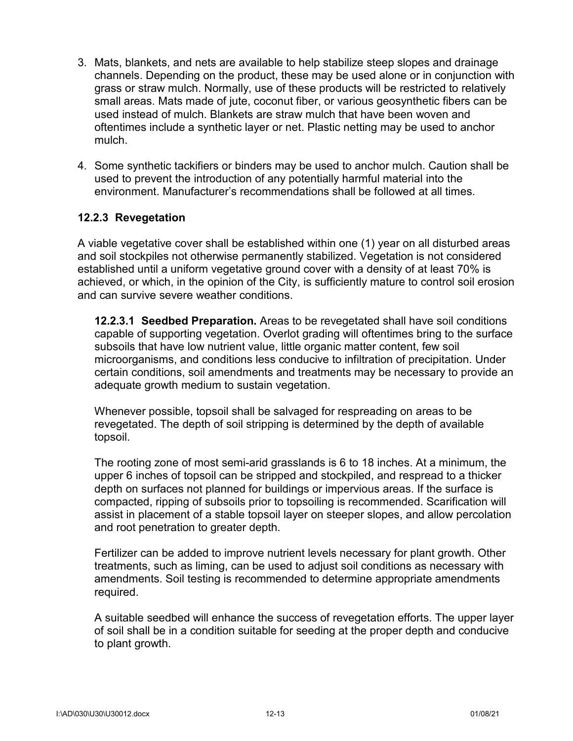3. Mats, blankets, and nets are available to help stabilize steep slopes and drainage channels. Depending on the product, these may be used alone or in conjunction with grass or straw mulch. Normally, use of these products will be restricted to relatively small areas. Mats made of jute, coconut fiber, or various geosynthetic fibers can be used instead of mulch. Blankets are straw mulch that have been woven and oftentimes include a synthetic layer or net. Plastic netting may be used to anchor mulch.

4. Some synthetic tackifiers or binders may be used to anchor mulch. Caution shall be used to prevent the introduction of any potentially harmful material into the environment. Manufacturer's recommendations shall be followed at all times.

### 12.2.3 Revegetation

A viable vegetative cover shall be established within one (1) year on all disturbed areas and soil stockpiles not otherwise permanently stabilized. Vegetation is not considered established until a uniform vegetative ground cover with a density of at least 70% is achieved, or which, in the opinion of the City, is sufficiently mature to control soil erosion and can survive severe weather conditions.

**12.2.3.1 Seedbed Preparation.** Areas to be revegetated shall have soil conditions capable of supporting vegetation. Overlot grading will oftentimes bring to the surface subsoils that have low nutrient value, little organic matter content, few soil microorganisms, and conditions less conducive to infiltration of precipitation. Under certain conditions, soil amendments and treatments may be necessary to provide an adequate growth medium to sustain vegetation.

Whenever possible, topsoil shall be salvaged for respreading on areas to be revegetated. The depth of soil stripping is determined by the depth of available topsoil.

The rooting zone of most semi-arid grasslands is 6 to 18 inches. At a minimum, the upper 6 inches of topsoil can be stripped and stockpiled, and respread to a thicker depth on surfaces not planned for buildings or impervious areas. If the surface is compacted, ripping of subsoils prior to topsoiling is recommended. Scarification will assist in placement of a stable topsoil layer on steeper slopes, and allow percolation and root penetration to greater depth.

Fertilizer can be added to improve nutrient levels necessary for plant growth. Other treatments, such as liming, can be used to adjust soil conditions as necessary with amendments. Soil testing is recommended to determine appropriate amendments required.

A suitable seedbed will enhance the success of revegetation efforts. The upper layer of soil shall be in a condition suitable for seeding at the proper depth and conducive to plant growth.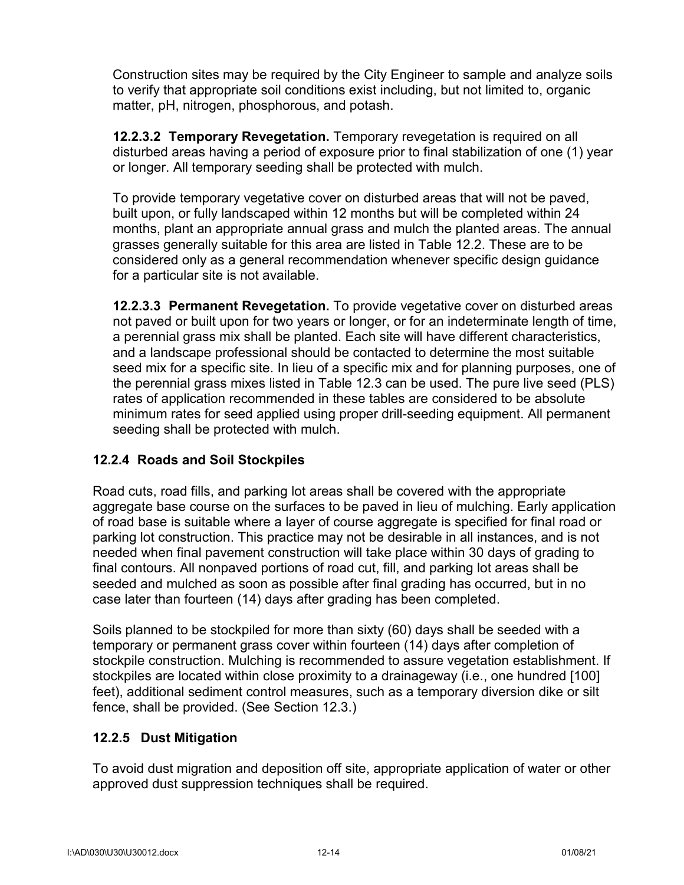Construction sites may be required by the City Engineer to sample and analyze soils to verify that appropriate soil conditions exist including, but not limited to, organic matter, pH, nitrogen, phosphorous, and potash.

**12.2.3.2 Temporary Revegetation.** Temporary revegetation is required on all disturbed areas having a period of exposure prior to final stabilization of one (1) year or longer. All temporary seeding shall be protected with mulch.

To provide temporary vegetative cover on disturbed areas that will not be paved, built upon, or fully landscaped within 12 months but will be completed within 24 months, plant an appropriate annual grass and mulch the planted areas. The annual grasses generally suitable for this area are listed in Table 12.2. These are to be considered only as a general recommendation whenever specific design guidance for a particular site is not available.

**12.2.3.3 Permanent Revegetation.** To provide vegetative cover on disturbed areas not paved or built upon for two years or longer, or for an indeterminate length of time, a perennial grass mix shall be planted. Each site will have different characteristics, and a landscape professional should be contacted to determine the most suitable seed mix for a specific site. In lieu of a specific mix and for planning purposes, one of the perennial grass mixes listed in Table 12.3 can be used. The pure live seed (PLS) rates of application recommended in these tables are considered to be absolute minimum rates for seed applied using proper drill-seeding equipment. All permanent seeding shall be protected with mulch.

### 12.2.4 Roads and Soil Stockpiles

Road cuts, road fills, and parking lot areas shall be covered with the appropriate aggregate base course on the surfaces to be paved in lieu of mulching. Early application of road base is suitable where a layer of course aggregate is specified for final road or parking lot construction. This practice may not be desirable in all instances, and is not needed when final pavement construction will take place within 30 days of grading to final contours. All nonpaved portions of road cut, fill, and parking lot areas shall be seeded and mulched as soon as possible after final grading has occurred, but in no case later than fourteen (14) days after grading has been completed.

Soils planned to be stockpiled for more than sixty (60) days shall be seeded with a temporary or permanent grass cover within fourteen (14) days after completion of stockpile construction. Mulching is recommended to assure vegetation establishment. If stockpiles are located within close proximity to a drainageway (i.e., one hundred [100] feet), additional sediment control measures, such as a temporary diversion dike or silt fence, shall be provided. (See Section 12.3.)

### 12.2.5 Dust Mitigation

To avoid dust migration and deposition off site, appropriate application of water or other approved dust suppression techniques shall be required.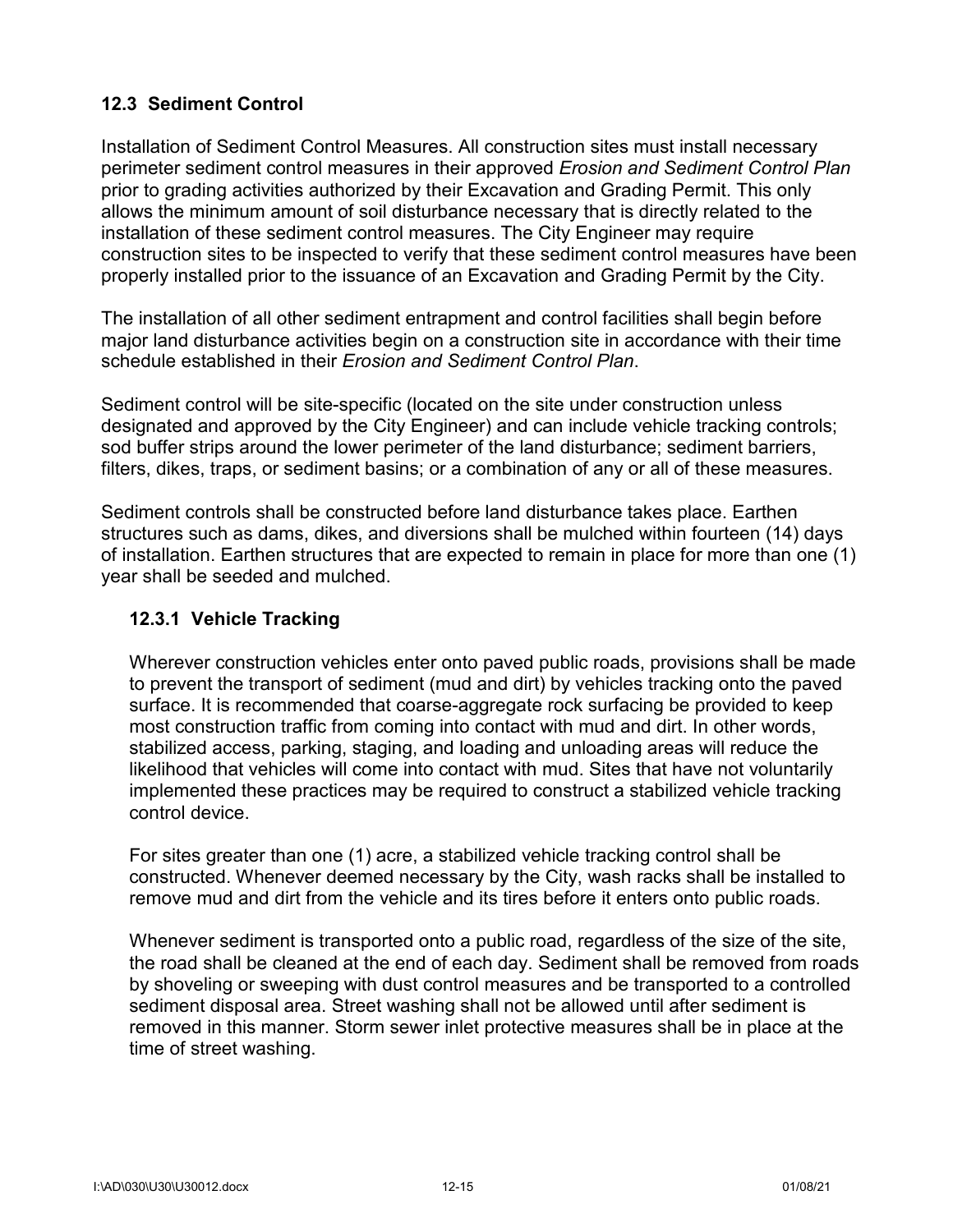## 12.3 Sediment Control

Installation of Sediment Control Measures. All construction sites must install necessary perimeter sediment control measures in their approved *Erosion and Sediment Control Plan* prior to grading activities authorized by their Excavation and Grading Permit. This only allows the minimum amount of soil disturbance necessary that is directly related to the installation of these sediment control measures. The City Engineer may require construction sites to be inspected to verify that these sediment control measures have been properly installed prior to the issuance of an Excavation and Grading Permit by the City.

The installation of all other sediment entrapment and control facilities shall begin before major land disturbance activities begin on a construction site in accordance with their time schedule established in their *Erosion and Sediment Control Plan*.

Sediment control will be site-specific (located on the site under construction unless designated and approved by the City Engineer) and can include vehicle tracking controls; sod buffer strips around the lower perimeter of the land disturbance; sediment barriers, filters, dikes, traps, or sediment basins; or a combination of any or all of these measures.

Sediment controls shall be constructed before land disturbance takes place. Earthen structures such as dams, dikes, and diversions shall be mulched within fourteen (14) days of installation. Earthen structures that are expected to remain in place for more than one (1) year shall be seeded and mulched.

### 12.3.1 Vehicle Tracking

Wherever construction vehicles enter onto paved public roads, provisions shall be made to prevent the transport of sediment (mud and dirt) by vehicles tracking onto the paved surface. It is recommended that coarse-aggregate rock surfacing be provided to keep most construction traffic from coming into contact with mud and dirt. In other words, stabilized access, parking, staging, and loading and unloading areas will reduce the likelihood that vehicles will come into contact with mud. Sites that have not voluntarily implemented these practices may be required to construct a stabilized vehicle tracking control device.

For sites greater than one (1) acre, a stabilized vehicle tracking control shall be constructed. Whenever deemed necessary by the City, wash racks shall be installed to remove mud and dirt from the vehicle and its tires before it enters onto public roads.

Whenever sediment is transported onto a public road, regardless of the size of the site, the road shall be cleaned at the end of each day. Sediment shall be removed from roads by shoveling or sweeping with dust control measures and be transported to a controlled sediment disposal area. Street washing shall not be allowed until after sediment is removed in this manner. Storm sewer inlet protective measures shall be in place at the time of street washing.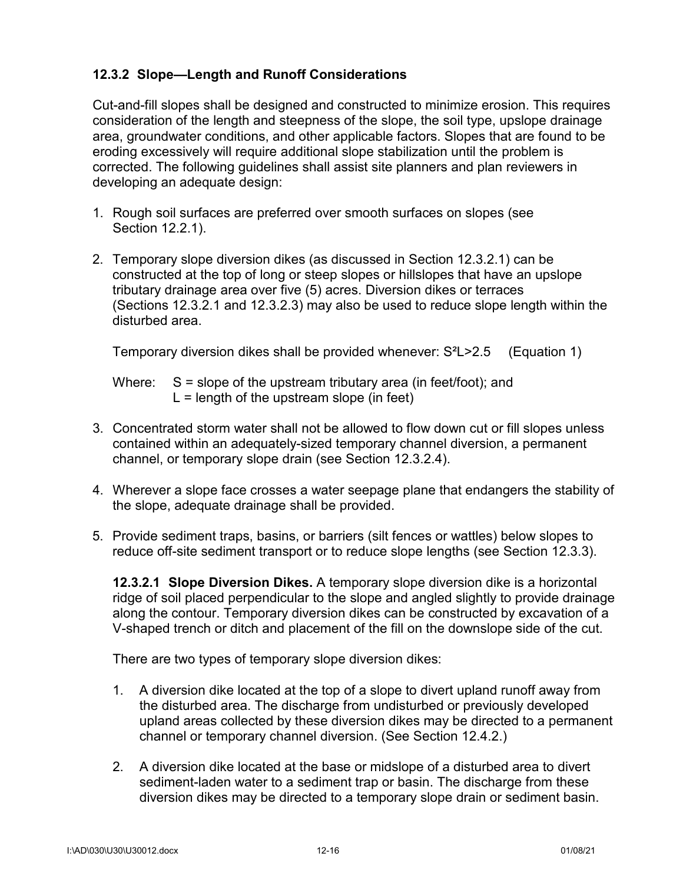### 12.3.2 Slope—Length and Runoff Considerations

Cut-and-fill slopes shall be designed and constructed to minimize erosion. This requires consideration of the length and steepness of the slope, the soil type, upslope drainage area, groundwater conditions, and other applicable factors. Slopes that are found to be eroding excessively will require additional slope stabilization until the problem is corrected. The following guidelines shall assist site planners and plan reviewers in developing an adequate design:

1. Rough soil surfaces are preferred over smooth surfaces on slopes (see Section 12.2.1).

2. Temporary slope diversion dikes (as discussed in Section 12.3.2.1) can be constructed at the top of long or steep slopes or hillslopes that have an upslope tributary drainage area over five (5) acres. Diversion dikes or terraces (Sections 12.3.2.1 and 12.3.2.3) may also be used to reduce slope length within the disturbed area.

   Temporary diversion dikes shall be provided whenever: $S^2L>2.5$ (Equation 1)

   Where: $S$ = slope of the upstream tributary area (in feet/foot); and
   $L$ = length of the upstream slope (in feet)

3. Concentrated storm water shall not be allowed to flow down cut or fill slopes unless contained within an adequately-sized temporary channel diversion, a permanent channel, or temporary slope drain (see Section 12.3.2.4).

4. Wherever a slope face crosses a water seepage plane that endangers the stability of the slope, adequate drainage shall be provided.

5. Provide sediment traps, basins, or barriers (silt fences or wattles) below slopes to reduce off-site sediment transport or to reduce slope lengths (see Section 12.3.3).

   **12.3.2.1 Slope Diversion Dikes.** A temporary slope diversion dike is a horizontal ridge of soil placed perpendicular to the slope and angled slightly to provide drainage along the contour. Temporary diversion dikes can be constructed by excavation of a V-shaped trench or ditch and placement of the fill on the downslope side of the cut.

   There are two types of temporary slope diversion dikes:

   1. A diversion dike located at the top of a slope to divert upland runoff away from the disturbed area. The discharge from undisturbed or previously developed upland areas collected by these diversion dikes may be directed to a permanent channel or temporary channel diversion. (See Section 12.4.2.)

   2. A diversion dike located at the base or midslope of a disturbed area to divert sediment-laden water to a sediment trap or basin. The discharge from these diversion dikes may be directed to a temporary slope drain or sediment basin.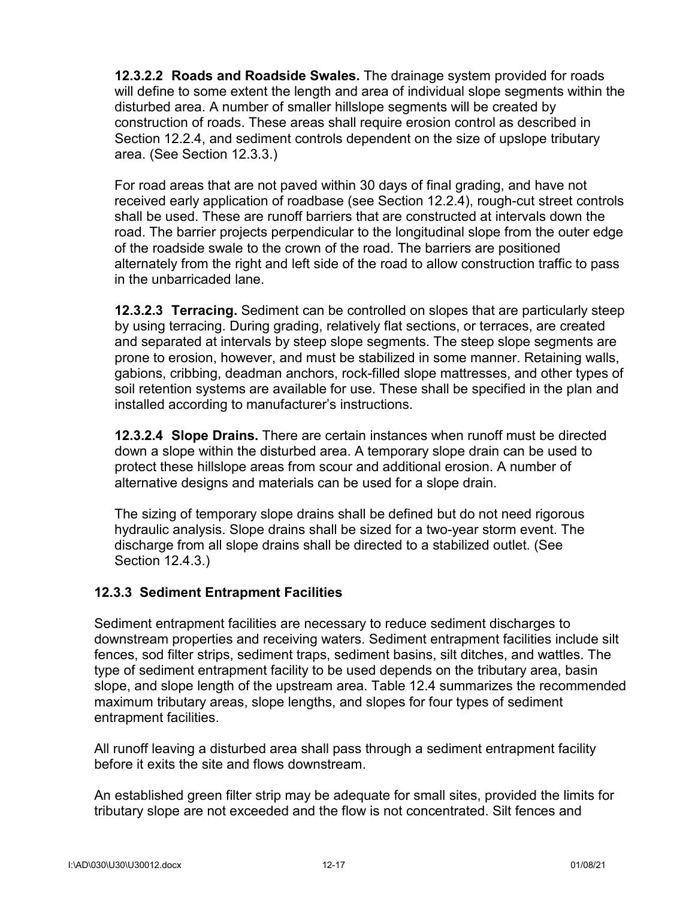**12.3.2.2 Roads and Roadside Swales.** The drainage system provided for roads will define to some extent the length and area of individual slope segments within the disturbed area. A number of smaller hillslope segments will be created by construction of roads. These areas shall require erosion control as described in Section 12.2.4, and sediment controls dependent on the size of upslope tributary area. (See Section 12.3.3.)

For road areas that are not paved within 30 days of final grading, and have not received early application of roadbase (see Section 12.2.4), rough-cut street controls shall be used. These are runoff barriers that are constructed at intervals down the road. The barrier projects perpendicular to the longitudinal slope from the outer edge of the roadside swale to the crown of the road. The barriers are positioned alternately from the right and left side of the road to allow construction traffic to pass in the unbarricaded lane.

**12.3.2.3 Terracing.** Sediment can be controlled on slopes that are particularly steep by using terracing. During grading, relatively flat sections, or terraces, are created and separated at intervals by steep slope segments. The steep slope segments are prone to erosion, however, and must be stabilized in some manner. Retaining walls, gabions, cribbing, deadman anchors, rock-filled slope mattresses, and other types of soil retention systems are available for use. These shall be specified in the plan and installed according to manufacturer's instructions.

**12.3.2.4 Slope Drains.** There are certain instances when runoff must be directed down a slope within the disturbed area. A temporary slope drain can be used to protect these hillslope areas from scour and additional erosion. A number of alternative designs and materials can be used for a slope drain.

The sizing of temporary slope drains shall be defined but do not need rigorous hydraulic analysis. Slope drains shall be sized for a two-year storm event. The discharge from all slope drains shall be directed to a stabilized outlet. (See Section 12.4.3.)

### 12.3.3 Sediment Entrapment Facilities

Sediment entrapment facilities are necessary to reduce sediment discharges to downstream properties and receiving waters. Sediment entrapment facilities include silt fences, sod filter strips, sediment traps, sediment basins, silt ditches, and wattles. The type of sediment entrapment facility to be used depends on the tributary area, basin slope, and slope length of the upstream area. Table 12.4 summarizes the recommended maximum tributary areas, slope lengths, and slopes for four types of sediment entrapment facilities.

All runoff leaving a disturbed area shall pass through a sediment entrapment facility before it exits the site and flows downstream.

An established green filter strip may be adequate for small sites, provided the limits for tributary slope are not exceeded and the flow is not concentrated. Silt fences and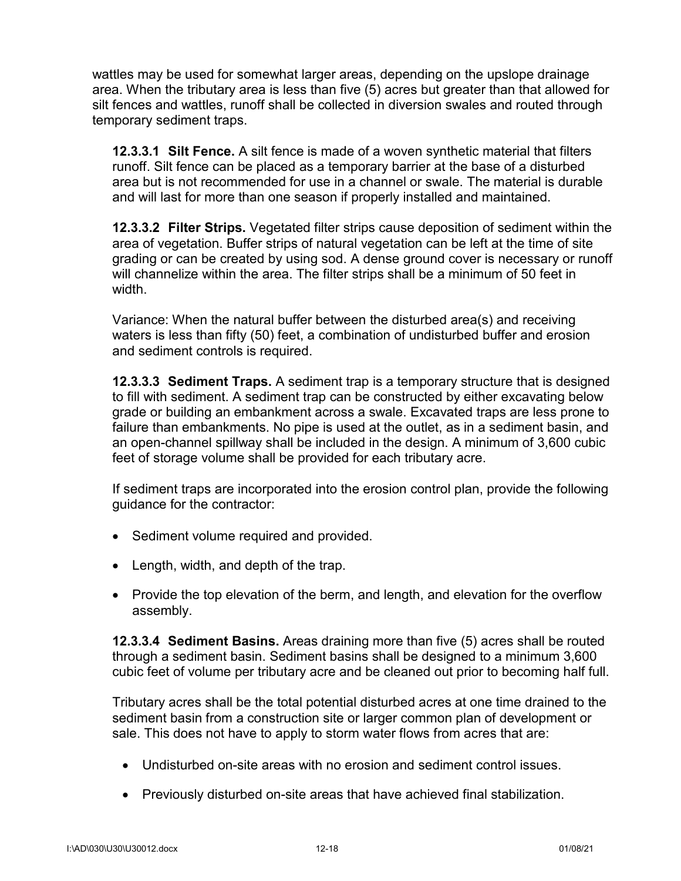wattles may be used for somewhat larger areas, depending on the upslope drainage area. When the tributary area is less than five (5) acres but greater than that allowed for silt fences and wattles, runoff shall be collected in diversion swales and routed through temporary sediment traps.

**12.3.3.1 Silt Fence.** A silt fence is made of a woven synthetic material that filters runoff. Silt fence can be placed as a temporary barrier at the base of a disturbed area but is not recommended for use in a channel or swale. The material is durable and will last for more than one season if properly installed and maintained.

**12.3.3.2 Filter Strips.** Vegetated filter strips cause deposition of sediment within the area of vegetation. Buffer strips of natural vegetation can be left at the time of site grading or can be created by using sod. A dense ground cover is necessary or runoff will channelize within the area. The filter strips shall be a minimum of 50 feet in width.

Variance: When the natural buffer between the disturbed area(s) and receiving waters is less than fifty (50) feet, a combination of undisturbed buffer and erosion and sediment controls is required.

**12.3.3.3 Sediment Traps.** A sediment trap is a temporary structure that is designed to fill with sediment. A sediment trap can be constructed by either excavating below grade or building an embankment across a swale. Excavated traps are less prone to failure than embankments. No pipe is used at the outlet, as in a sediment basin, and an open-channel spillway shall be included in the design. A minimum of 3,600 cubic feet of storage volume shall be provided for each tributary acre.

If sediment traps are incorporated into the erosion control plan, provide the following guidance for the contractor:

- Sediment volume required and provided.
- Length, width, and depth of the trap.
- Provide the top elevation of the berm, and length, and elevation for the overflow assembly.

**12.3.3.4 Sediment Basins.** Areas draining more than five (5) acres shall be routed through a sediment basin. Sediment basins shall be designed to a minimum 3,600 cubic feet of volume per tributary acre and be cleaned out prior to becoming half full.

Tributary acres shall be the total potential disturbed acres at one time drained to the sediment basin from a construction site or larger common plan of development or sale. This does not have to apply to storm water flows from acres that are:

- Undisturbed on-site areas with no erosion and sediment control issues.
- Previously disturbed on-site areas that have achieved final stabilization.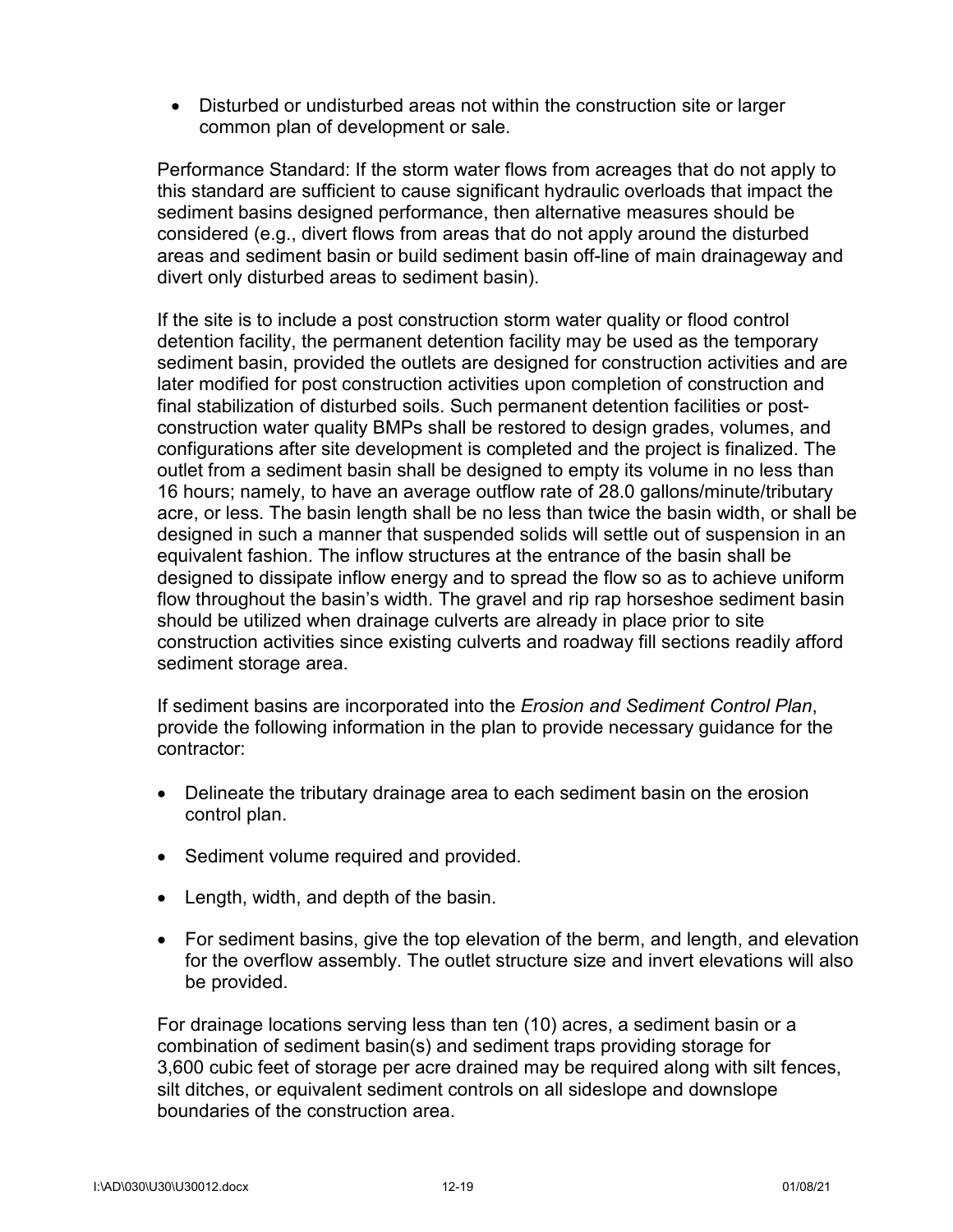- Disturbed or undisturbed areas not within the construction site or larger common plan of development or sale.

Performance Standard: If the storm water flows from acreages that do not apply to this standard are sufficient to cause significant hydraulic overloads that impact the sediment basins designed performance, then alternative measures should be considered (e.g., divert flows from areas that do not apply around the disturbed areas and sediment basin or build sediment basin off-line of main drainageway and divert only disturbed areas to sediment basin).

If the site is to include a post construction storm water quality or flood control detention facility, the permanent detention facility may be used as the temporary sediment basin, provided the outlets are designed for construction activities and are later modified for post construction activities upon completion of construction and final stabilization of disturbed soils. Such permanent detention facilities or post-construction water quality BMPs shall be restored to design grades, volumes, and configurations after site development is completed and the project is finalized. The outlet from a sediment basin shall be designed to empty its volume in no less than 16 hours; namely, to have an average outflow rate of 28.0 gallons/minute/tributary acre, or less. The basin length shall be no less than twice the basin width, or shall be designed in such a manner that suspended solids will settle out of suspension in an equivalent fashion. The inflow structures at the entrance of the basin shall be designed to dissipate inflow energy and to spread the flow so as to achieve uniform flow throughout the basin's width. The gravel and rip rap horseshoe sediment basin should be utilized when drainage culverts are already in place prior to site construction activities since existing culverts and roadway fill sections readily afford sediment storage area.

If sediment basins are incorporated into the *Erosion and Sediment Control Plan*, provide the following information in the plan to provide necessary guidance for the contractor:

- Delineate the tributary drainage area to each sediment basin on the erosion control plan.
- Sediment volume required and provided.
- Length, width, and depth of the basin.
- For sediment basins, give the top elevation of the berm, and length, and elevation for the overflow assembly. The outlet structure size and invert elevations will also be provided.

For drainage locations serving less than ten (10) acres, a sediment basin or a combination of sediment basin(s) and sediment traps providing storage for 3,600 cubic feet of storage per acre drained may be required along with silt fences, silt ditches, or equivalent sediment controls on all sideslope and downslope boundaries of the construction area.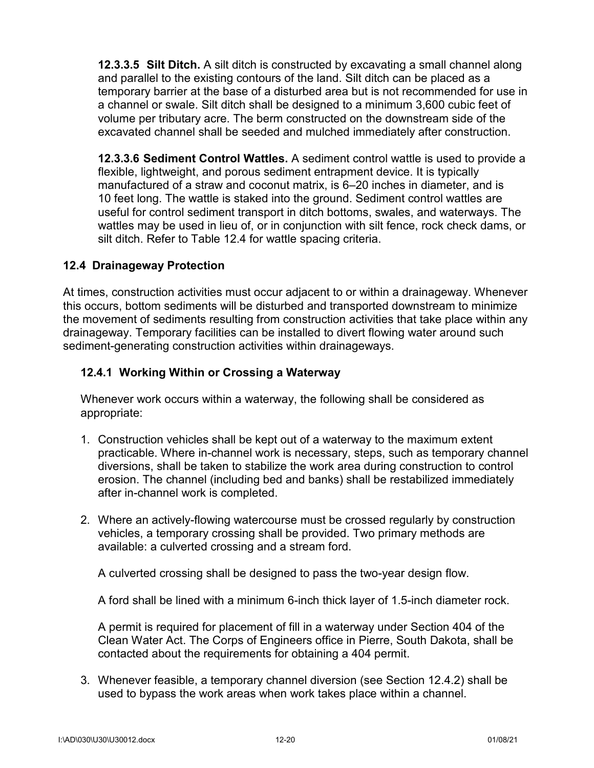**12.3.3.5 Silt Ditch.** A silt ditch is constructed by excavating a small channel along and parallel to the existing contours of the land. Silt ditch can be placed as a temporary barrier at the base of a disturbed area but is not recommended for use in a channel or swale. Silt ditch shall be designed to a minimum 3,600 cubic feet of volume per tributary acre. The berm constructed on the downstream side of the excavated channel shall be seeded and mulched immediately after construction.

**12.3.3.6 Sediment Control Wattles.** A sediment control wattle is used to provide a flexible, lightweight, and porous sediment entrapment device. It is typically manufactured of a straw and coconut matrix, is 6–20 inches in diameter, and is 10 feet long. The wattle is staked into the ground. Sediment control wattles are useful for control sediment transport in ditch bottoms, swales, and waterways. The wattles may be used in lieu of, or in conjunction with silt fence, rock check dams, or silt ditch. Refer to Table 12.4 for wattle spacing criteria.

## 12.4 Drainageway Protection

At times, construction activities must occur adjacent to or within a drainageway. Whenever this occurs, bottom sediments will be disturbed and transported downstream to minimize the movement of sediments resulting from construction activities that take place within any drainageway. Temporary facilities can be installed to divert flowing water around such sediment-generating construction activities within drainageways.

### 12.4.1 Working Within or Crossing a Waterway

Whenever work occurs within a waterway, the following shall be considered as appropriate:

1. Construction vehicles shall be kept out of a waterway to the maximum extent practicable. Where in-channel work is necessary, steps, such as temporary channel diversions, shall be taken to stabilize the work area during construction to control erosion. The channel (including bed and banks) shall be restabilized immediately after in-channel work is completed.

2. Where an actively-flowing watercourse must be crossed regularly by construction vehicles, a temporary crossing shall be provided. Two primary methods are available: a culverted crossing and a stream ford.

   A culverted crossing shall be designed to pass the two-year design flow.

   A ford shall be lined with a minimum 6-inch thick layer of 1.5-inch diameter rock.

   A permit is required for placement of fill in a waterway under Section 404 of the Clean Water Act. The Corps of Engineers office in Pierre, South Dakota, shall be contacted about the requirements for obtaining a 404 permit.

3. Whenever feasible, a temporary channel diversion (see Section 12.4.2) shall be used to bypass the work areas when work takes place within a channel.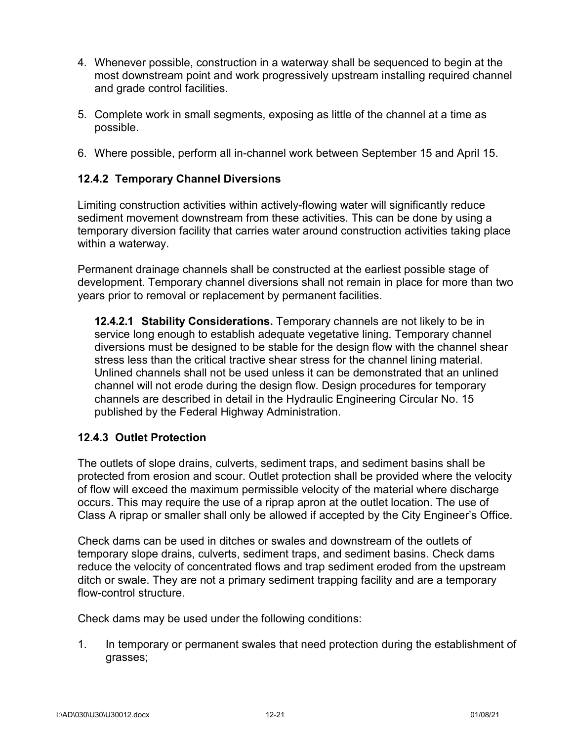4. Whenever possible, construction in a waterway shall be sequenced to begin at the most downstream point and work progressively upstream installing required channel and grade control facilities.

5. Complete work in small segments, exposing as little of the channel at a time as possible.

6. Where possible, perform all in-channel work between September 15 and April 15.

### 12.4.2 Temporary Channel Diversions

Limiting construction activities within actively-flowing water will significantly reduce sediment movement downstream from these activities. This can be done by using a temporary diversion facility that carries water around construction activities taking place within a waterway.

Permanent drainage channels shall be constructed at the earliest possible stage of development. Temporary channel diversions shall not remain in place for more than two years prior to removal or replacement by permanent facilities.

**12.4.2.1 Stability Considerations.** Temporary channels are not likely to be in service long enough to establish adequate vegetative lining. Temporary channel diversions must be designed to be stable for the design flow with the channel shear stress less than the critical tractive shear stress for the channel lining material. Unlined channels shall not be used unless it can be demonstrated that an unlined channel will not erode during the design flow. Design procedures for temporary channels are described in detail in the Hydraulic Engineering Circular No. 15 published by the Federal Highway Administration.

### 12.4.3 Outlet Protection

The outlets of slope drains, culverts, sediment traps, and sediment basins shall be protected from erosion and scour. Outlet protection shall be provided where the velocity of flow will exceed the maximum permissible velocity of the material where discharge occurs. This may require the use of a riprap apron at the outlet location. The use of Class A riprap or smaller shall only be allowed if accepted by the City Engineer's Office.

Check dams can be used in ditches or swales and downstream of the outlets of temporary slope drains, culverts, sediment traps, and sediment basins. Check dams reduce the velocity of concentrated flows and trap sediment eroded from the upstream ditch or swale. They are not a primary sediment trapping facility and are a temporary flow-control structure.

Check dams may be used under the following conditions:

1. In temporary or permanent swales that need protection during the establishment of grasses;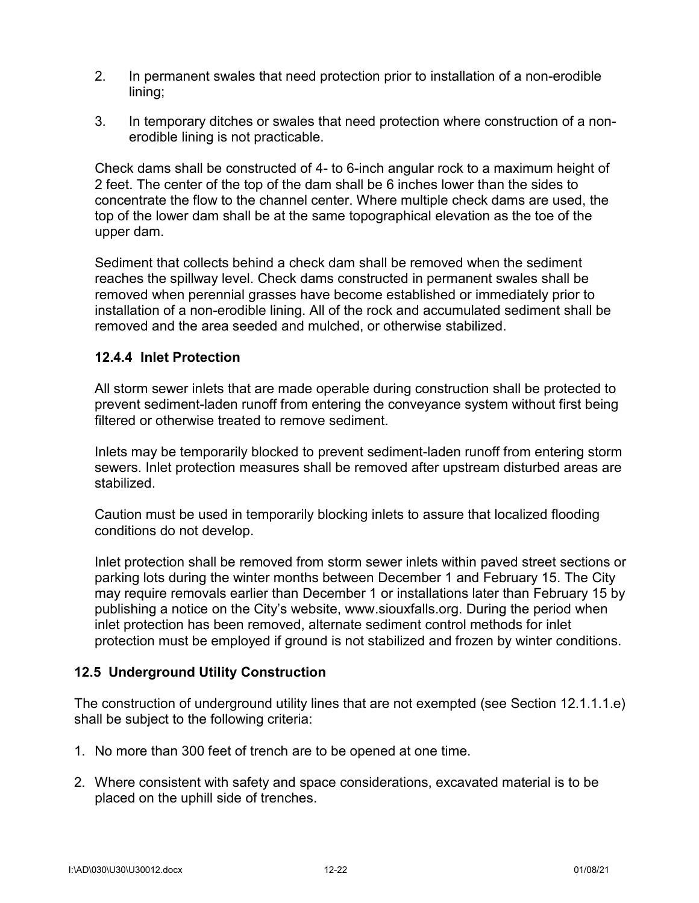2. In permanent swales that need protection prior to installation of a non-erodible lining;

3. In temporary ditches or swales that need protection where construction of a non-erodible lining is not practicable.

Check dams shall be constructed of 4- to 6-inch angular rock to a maximum height of 2 feet. The center of the top of the dam shall be 6 inches lower than the sides to concentrate the flow to the channel center. Where multiple check dams are used, the top of the lower dam shall be at the same topographical elevation as the toe of the upper dam.

Sediment that collects behind a check dam shall be removed when the sediment reaches the spillway level. Check dams constructed in permanent swales shall be removed when perennial grasses have become established or immediately prior to installation of a non-erodible lining. All of the rock and accumulated sediment shall be removed and the area seeded and mulched, or otherwise stabilized.

### 12.4.4 Inlet Protection

All storm sewer inlets that are made operable during construction shall be protected to prevent sediment-laden runoff from entering the conveyance system without first being filtered or otherwise treated to remove sediment.

Inlets may be temporarily blocked to prevent sediment-laden runoff from entering storm sewers. Inlet protection measures shall be removed after upstream disturbed areas are stabilized.

Caution must be used in temporarily blocking inlets to assure that localized flooding conditions do not develop.

Inlet protection shall be removed from storm sewer inlets within paved street sections or parking lots during the winter months between December 1 and February 15. The City may require removals earlier than December 1 or installations later than February 15 by publishing a notice on the City's website, www.siouxfalls.org. During the period when inlet protection has been removed, alternate sediment control methods for inlet protection must be employed if ground is not stabilized and frozen by winter conditions.

## 12.5 Underground Utility Construction

The construction of underground utility lines that are not exempted (see Section 12.1.1.1.e) shall be subject to the following criteria:

1. No more than 300 feet of trench are to be opened at one time.

2. Where consistent with safety and space considerations, excavated material is to be placed on the uphill side of trenches.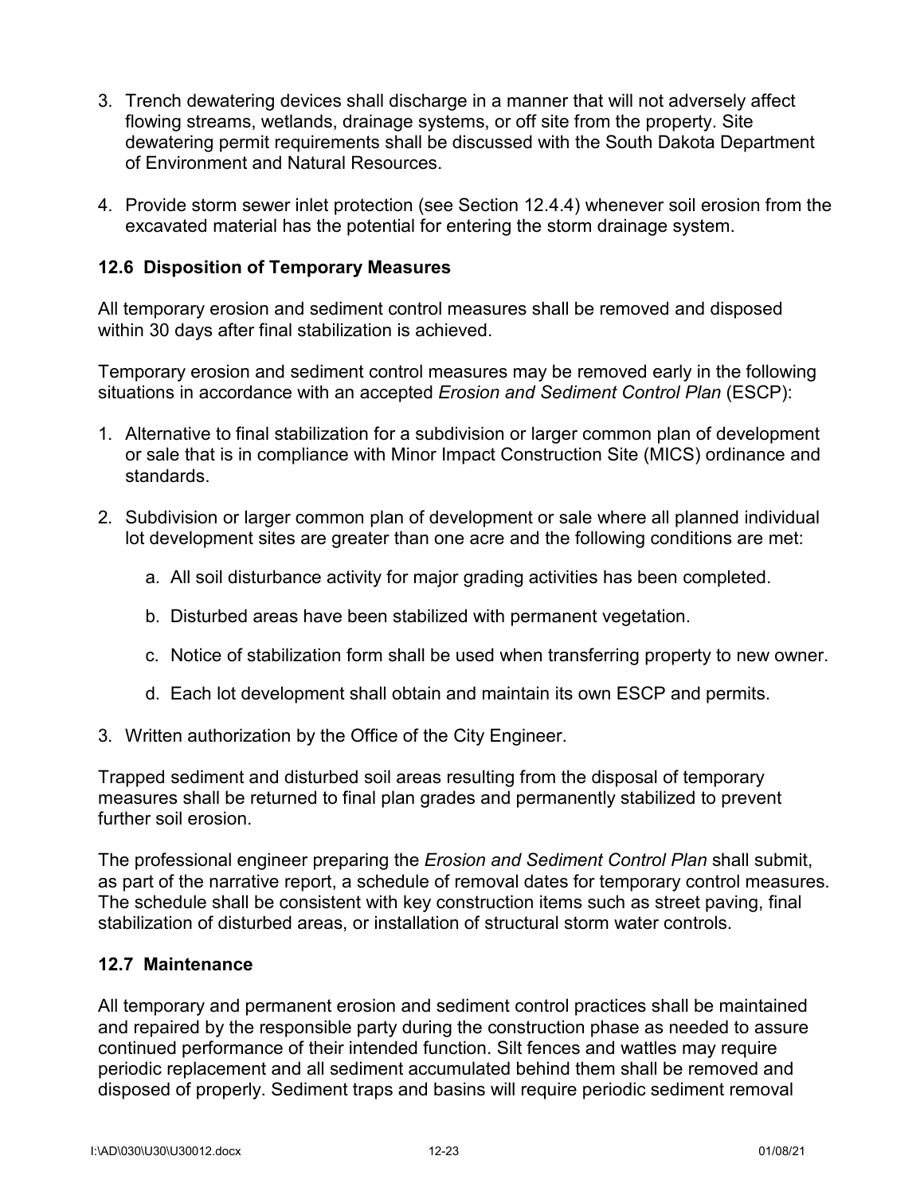3. Trench dewatering devices shall discharge in a manner that will not adversely affect flowing streams, wetlands, drainage systems, or off site from the property. Site dewatering permit requirements shall be discussed with the South Dakota Department of Environment and Natural Resources.

4. Provide storm sewer inlet protection (see Section 12.4.4) whenever soil erosion from the excavated material has the potential for entering the storm drainage system.

## 12.6 Disposition of Temporary Measures

All temporary erosion and sediment control measures shall be removed and disposed within 30 days after final stabilization is achieved.

Temporary erosion and sediment control measures may be removed early in the following situations in accordance with an accepted *Erosion and Sediment Control Plan* (ESCP):

1. Alternative to final stabilization for a subdivision or larger common plan of development or sale that is in compliance with Minor Impact Construction Site (MICS) ordinance and standards.

2. Subdivision or larger common plan of development or sale where all planned individual lot development sites are greater than one acre and the following conditions are met:

    a. All soil disturbance activity for major grading activities has been completed.

    b. Disturbed areas have been stabilized with permanent vegetation.

    c. Notice of stabilization form shall be used when transferring property to new owner.

    d. Each lot development shall obtain and maintain its own ESCP and permits.

3. Written authorization by the Office of the City Engineer.

Trapped sediment and disturbed soil areas resulting from the disposal of temporary measures shall be returned to final plan grades and permanently stabilized to prevent further soil erosion.

The professional engineer preparing the *Erosion and Sediment Control Plan* shall submit, as part of the narrative report, a schedule of removal dates for temporary control measures. The schedule shall be consistent with key construction items such as street paving, final stabilization of disturbed areas, or installation of structural storm water controls.

## 12.7 Maintenance

All temporary and permanent erosion and sediment control practices shall be maintained and repaired by the responsible party during the construction phase as needed to assure continued performance of their intended function. Silt fences and wattles may require periodic replacement and all sediment accumulated behind them shall be removed and disposed of properly. Sediment traps and basins will require periodic sediment removal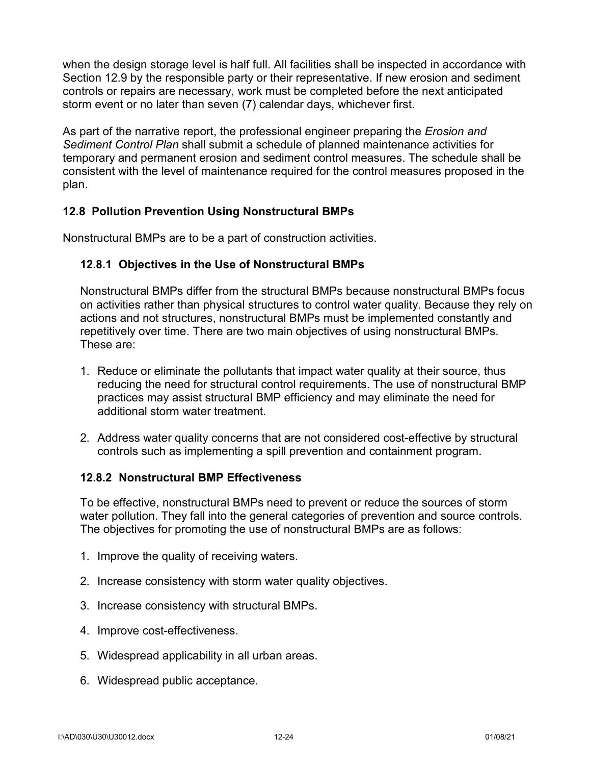when the design storage level is half full. All facilities shall be inspected in accordance with Section 12.9 by the responsible party or their representative. If new erosion and sediment controls or repairs are necessary, work must be completed before the next anticipated storm event or no later than seven (7) calendar days, whichever first.

As part of the narrative report, the professional engineer preparing the *Erosion and Sediment Control Plan* shall submit a schedule of planned maintenance activities for temporary and permanent erosion and sediment control measures. The schedule shall be consistent with the level of maintenance required for the control measures proposed in the plan.

## 12.8 Pollution Prevention Using Nonstructural BMPs

Nonstructural BMPs are to be a part of construction activities.

### 12.8.1 Objectives in the Use of Nonstructural BMPs

Nonstructural BMPs differ from the structural BMPs because nonstructural BMPs focus on activities rather than physical structures to control water quality. Because they rely on actions and not structures, nonstructural BMPs must be implemented constantly and repetitively over time. There are two main objectives of using nonstructural BMPs. These are:

1. Reduce or eliminate the pollutants that impact water quality at their source, thus reducing the need for structural control requirements. The use of nonstructural BMP practices may assist structural BMP efficiency and may eliminate the need for additional storm water treatment.

2. Address water quality concerns that are not considered cost-effective by structural controls such as implementing a spill prevention and containment program.

### 12.8.2 Nonstructural BMP Effectiveness

To be effective, nonstructural BMPs need to prevent or reduce the sources of storm water pollution. They fall into the general categories of prevention and source controls. The objectives for promoting the use of nonstructural BMPs are as follows:

1. Improve the quality of receiving waters.

2. Increase consistency with storm water quality objectives.

3. Increase consistency with structural BMPs.

4. Improve cost-effectiveness.

5. Widespread applicability in all urban areas.

6. Widespread public acceptance.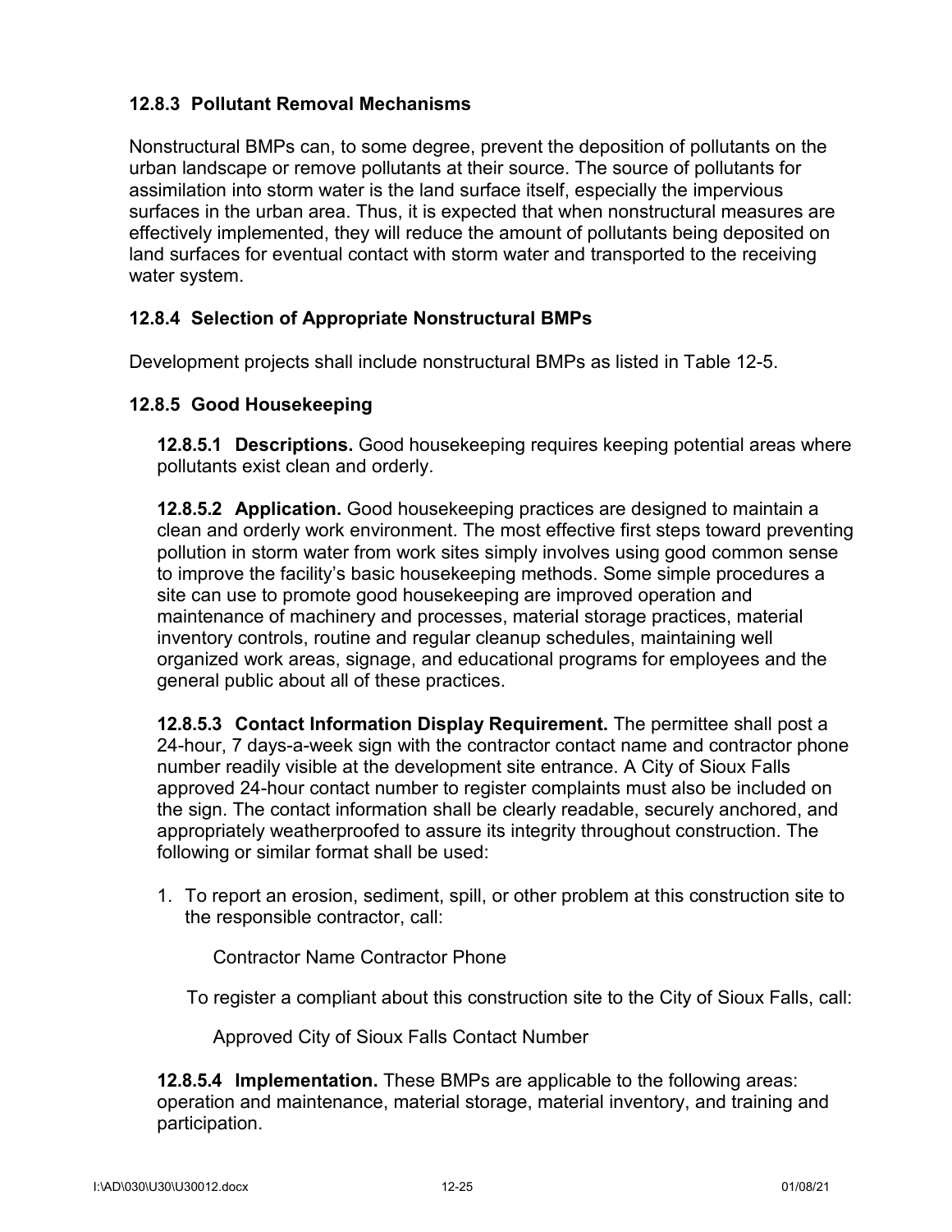### 12.8.3 Pollutant Removal Mechanisms

Nonstructural BMPs can, to some degree, prevent the deposition of pollutants on the urban landscape or remove pollutants at their source. The source of pollutants for assimilation into storm water is the land surface itself, especially the impervious surfaces in the urban area. Thus, it is expected that when nonstructural measures are effectively implemented, they will reduce the amount of pollutants being deposited on land surfaces for eventual contact with storm water and transported to the receiving water system.

### 12.8.4 Selection of Appropriate Nonstructural BMPs

Development projects shall include nonstructural BMPs as listed in Table 12-5.

### 12.8.5 Good Housekeeping

**12.8.5.1 Descriptions.** Good housekeeping requires keeping potential areas where pollutants exist clean and orderly.

**12.8.5.2 Application.** Good housekeeping practices are designed to maintain a clean and orderly work environment. The most effective first steps toward preventing pollution in storm water from work sites simply involves using good common sense to improve the facility's basic housekeeping methods. Some simple procedures a site can use to promote good housekeeping are improved operation and maintenance of machinery and processes, material storage practices, material inventory controls, routine and regular cleanup schedules, maintaining well organized work areas, signage, and educational programs for employees and the general public about all of these practices.

**12.8.5.3 Contact Information Display Requirement.** The permittee shall post a 24-hour, 7 days-a-week sign with the contractor contact name and contractor phone number readily visible at the development site entrance. A City of Sioux Falls approved 24-hour contact number to register complaints must also be included on the sign. The contact information shall be clearly readable, securely anchored, and appropriately weatherproofed to assure its integrity throughout construction. The following or similar format shall be used:

1. To report an erosion, sediment, spill, or other problem at this construction site to the responsible contractor, call:

   Contractor Name Contractor Phone

   To register a compliant about this construction site to the City of Sioux Falls, call:

   Approved City of Sioux Falls Contact Number

**12.8.5.4 Implementation.** These BMPs are applicable to the following areas: operation and maintenance, material storage, material inventory, and training and participation.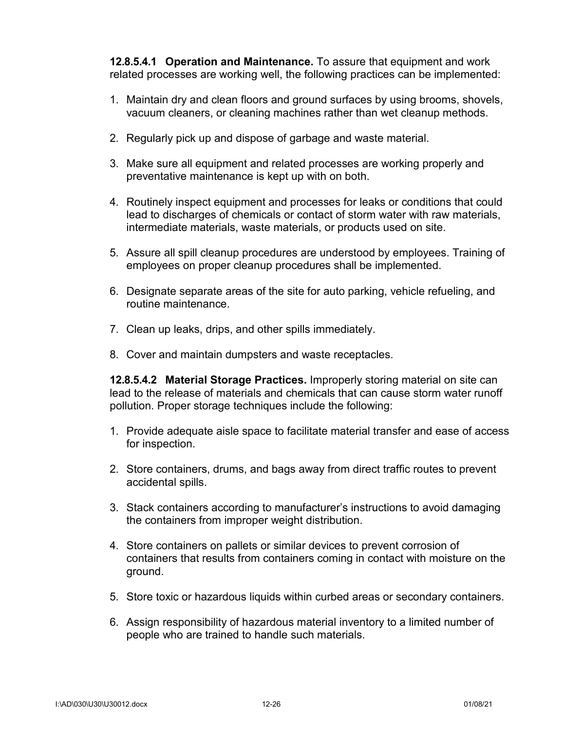**12.8.5.4.1 Operation and Maintenance.** To assure that equipment and work related processes are working well, the following practices can be implemented:

1. Maintain dry and clean floors and ground surfaces by using brooms, shovels, vacuum cleaners, or cleaning machines rather than wet cleanup methods.

2. Regularly pick up and dispose of garbage and waste material.

3. Make sure all equipment and related processes are working properly and preventative maintenance is kept up with on both.

4. Routinely inspect equipment and processes for leaks or conditions that could lead to discharges of chemicals or contact of storm water with raw materials, intermediate materials, waste materials, or products used on site.

5. Assure all spill cleanup procedures are understood by employees. Training of employees on proper cleanup procedures shall be implemented.

6. Designate separate areas of the site for auto parking, vehicle refueling, and routine maintenance.

7. Clean up leaks, drips, and other spills immediately.

8. Cover and maintain dumpsters and waste receptacles.

**12.8.5.4.2 Material Storage Practices.** Improperly storing material on site can lead to the release of materials and chemicals that can cause storm water runoff pollution. Proper storage techniques include the following:

1. Provide adequate aisle space to facilitate material transfer and ease of access for inspection.

2. Store containers, drums, and bags away from direct traffic routes to prevent accidental spills.

3. Stack containers according to manufacturer's instructions to avoid damaging the containers from improper weight distribution.

4. Store containers on pallets or similar devices to prevent corrosion of containers that results from containers coming in contact with moisture on the ground.

5. Store toxic or hazardous liquids within curbed areas or secondary containers.

6. Assign responsibility of hazardous material inventory to a limited number of people who are trained to handle such materials.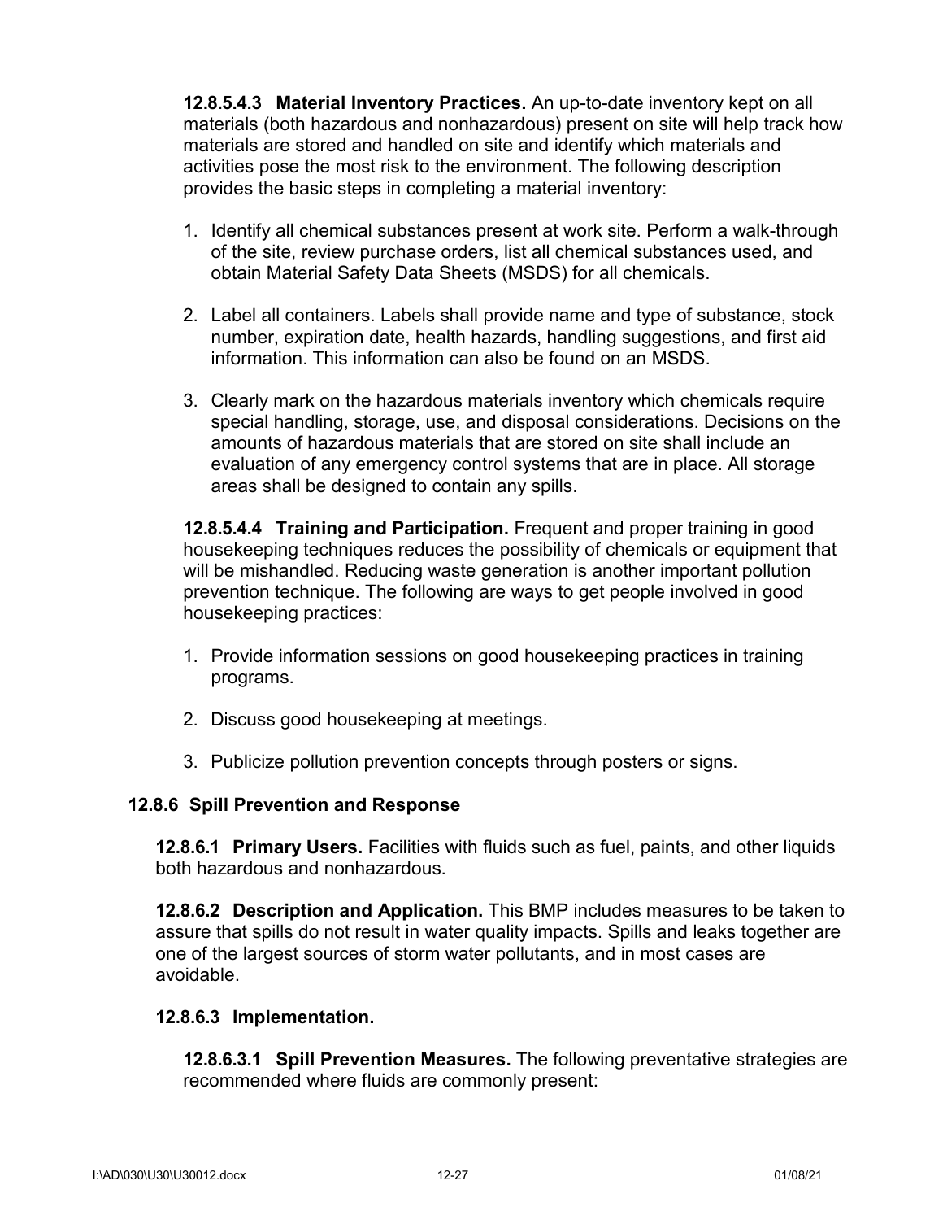**12.8.5.4.3 Material Inventory Practices.** An up-to-date inventory kept on all materials (both hazardous and nonhazardous) present on site will help track how materials are stored and handled on site and identify which materials and activities pose the most risk to the environment. The following description provides the basic steps in completing a material inventory:

1. Identify all chemical substances present at work site. Perform a walk-through of the site, review purchase orders, list all chemical substances used, and obtain Material Safety Data Sheets (MSDS) for all chemicals.

2. Label all containers. Labels shall provide name and type of substance, stock number, expiration date, health hazards, handling suggestions, and first aid information. This information can also be found on an MSDS.

3. Clearly mark on the hazardous materials inventory which chemicals require special handling, storage, use, and disposal considerations. Decisions on the amounts of hazardous materials that are stored on site shall include an evaluation of any emergency control systems that are in place. All storage areas shall be designed to contain any spills.

**12.8.5.4.4 Training and Participation.** Frequent and proper training in good housekeeping techniques reduces the possibility of chemicals or equipment that will be mishandled. Reducing waste generation is another important pollution prevention technique. The following are ways to get people involved in good housekeeping practices:

1. Provide information sessions on good housekeeping practices in training programs.

2. Discuss good housekeeping at meetings.

3. Publicize pollution prevention concepts through posters or signs.

### 12.8.6 Spill Prevention and Response

**12.8.6.1 Primary Users.** Facilities with fluids such as fuel, paints, and other liquids both hazardous and nonhazardous.

**12.8.6.2 Description and Application.** This BMP includes measures to be taken to assure that spills do not result in water quality impacts. Spills and leaks together are one of the largest sources of storm water pollutants, and in most cases are avoidable.

**12.8.6.3 Implementation.**

**12.8.6.3.1 Spill Prevention Measures.** The following preventative strategies are recommended where fluids are commonly present: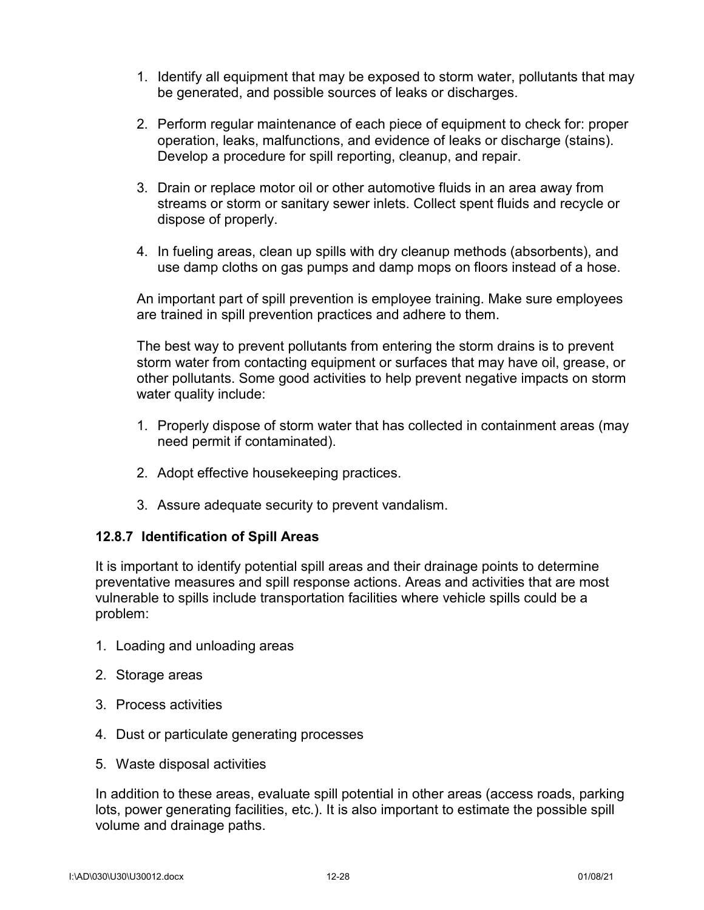1. Identify all equipment that may be exposed to storm water, pollutants that may be generated, and possible sources of leaks or discharges.

2. Perform regular maintenance of each piece of equipment to check for: proper operation, leaks, malfunctions, and evidence of leaks or discharge (stains). Develop a procedure for spill reporting, cleanup, and repair.

3. Drain or replace motor oil or other automotive fluids in an area away from streams or storm or sanitary sewer inlets. Collect spent fluids and recycle or dispose of properly.

4. In fueling areas, clean up spills with dry cleanup methods (absorbents), and use damp cloths on gas pumps and damp mops on floors instead of a hose.

An important part of spill prevention is employee training. Make sure employees are trained in spill prevention practices and adhere to them.

The best way to prevent pollutants from entering the storm drains is to prevent storm water from contacting equipment or surfaces that may have oil, grease, or other pollutants. Some good activities to help prevent negative impacts on storm water quality include:

1. Properly dispose of storm water that has collected in containment areas (may need permit if contaminated).

2. Adopt effective housekeeping practices.

3. Assure adequate security to prevent vandalism.

### 12.8.7 Identification of Spill Areas

It is important to identify potential spill areas and their drainage points to determine preventative measures and spill response actions. Areas and activities that are most vulnerable to spills include transportation facilities where vehicle spills could be a problem:

1. Loading and unloading areas

2. Storage areas

3. Process activities

4. Dust or particulate generating processes

5. Waste disposal activities

In addition to these areas, evaluate spill potential in other areas (access roads, parking lots, power generating facilities, etc.). It is also important to estimate the possible spill volume and drainage paths.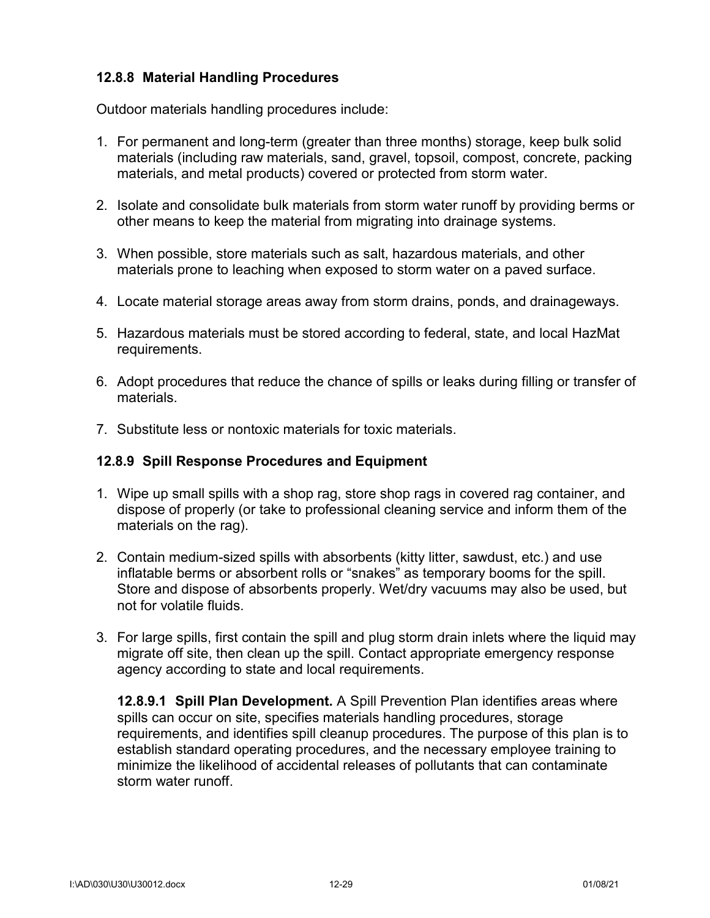### 12.8.8 Material Handling Procedures

Outdoor materials handling procedures include:

1. For permanent and long-term (greater than three months) storage, keep bulk solid materials (including raw materials, sand, gravel, topsoil, compost, concrete, packing materials, and metal products) covered or protected from storm water.

2. Isolate and consolidate bulk materials from storm water runoff by providing berms or other means to keep the material from migrating into drainage systems.

3. When possible, store materials such as salt, hazardous materials, and other materials prone to leaching when exposed to storm water on a paved surface.

4. Locate material storage areas away from storm drains, ponds, and drainageways.

5. Hazardous materials must be stored according to federal, state, and local HazMat requirements.

6. Adopt procedures that reduce the chance of spills or leaks during filling or transfer of materials.

7. Substitute less or nontoxic materials for toxic materials.

### 12.8.9 Spill Response Procedures and Equipment

1. Wipe up small spills with a shop rag, store shop rags in covered rag container, and dispose of properly (or take to professional cleaning service and inform them of the materials on the rag).

2. Contain medium-sized spills with absorbents (kitty litter, sawdust, etc.) and use inflatable berms or absorbent rolls or "snakes" as temporary booms for the spill. Store and dispose of absorbents properly. Wet/dry vacuums may also be used, but not for volatile fluids.

3. For large spills, first contain the spill and plug storm drain inlets where the liquid may migrate off site, then clean up the spill. Contact appropriate emergency response agency according to state and local requirements.

**12.8.9.1 Spill Plan Development.** A Spill Prevention Plan identifies areas where spills can occur on site, specifies materials handling procedures, storage requirements, and identifies spill cleanup procedures. The purpose of this plan is to establish standard operating procedures, and the necessary employee training to minimize the likelihood of accidental releases of pollutants that can contaminate storm water runoff.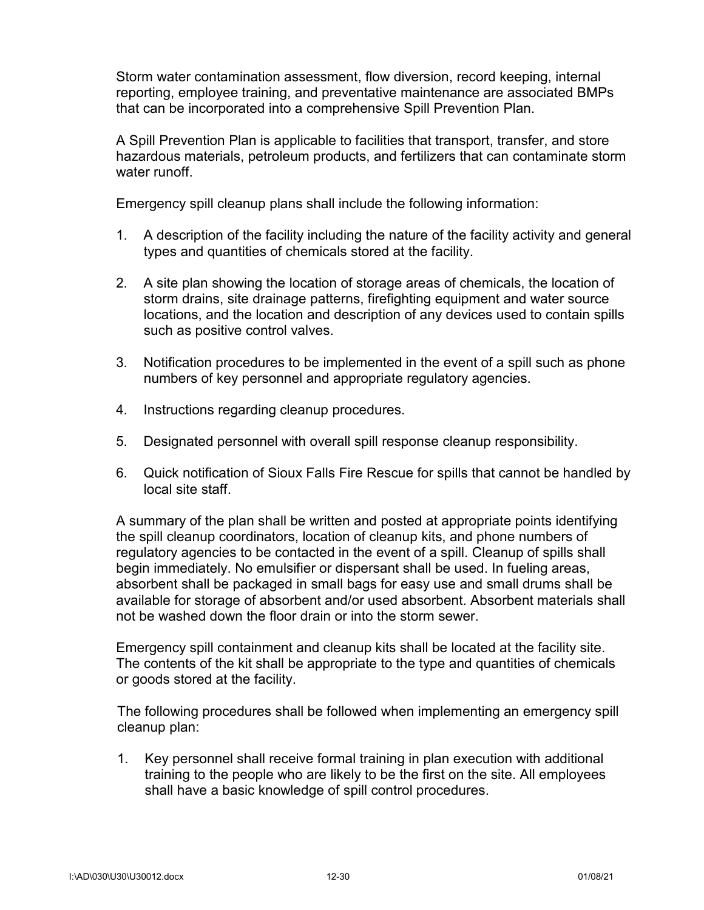Storm water contamination assessment, flow diversion, record keeping, internal reporting, employee training, and preventative maintenance are associated BMPs that can be incorporated into a comprehensive Spill Prevention Plan.

A Spill Prevention Plan is applicable to facilities that transport, transfer, and store hazardous materials, petroleum products, and fertilizers that can contaminate storm water runoff.

Emergency spill cleanup plans shall include the following information:

1. A description of the facility including the nature of the facility activity and general types and quantities of chemicals stored at the facility.

2. A site plan showing the location of storage areas of chemicals, the location of storm drains, site drainage patterns, firefighting equipment and water source locations, and the location and description of any devices used to contain spills such as positive control valves.

3. Notification procedures to be implemented in the event of a spill such as phone numbers of key personnel and appropriate regulatory agencies.

4. Instructions regarding cleanup procedures.

5. Designated personnel with overall spill response cleanup responsibility.

6. Quick notification of Sioux Falls Fire Rescue for spills that cannot be handled by local site staff.

A summary of the plan shall be written and posted at appropriate points identifying the spill cleanup coordinators, location of cleanup kits, and phone numbers of regulatory agencies to be contacted in the event of a spill. Cleanup of spills shall begin immediately. No emulsifier or dispersant shall be used. In fueling areas, absorbent shall be packaged in small bags for easy use and small drums shall be available for storage of absorbent and/or used absorbent. Absorbent materials shall not be washed down the floor drain or into the storm sewer.

Emergency spill containment and cleanup kits shall be located at the facility site. The contents of the kit shall be appropriate to the type and quantities of chemicals or goods stored at the facility.

The following procedures shall be followed when implementing an emergency spill cleanup plan:

1. Key personnel shall receive formal training in plan execution with additional training to the people who are likely to be the first on the site. All employees shall have a basic knowledge of spill control procedures.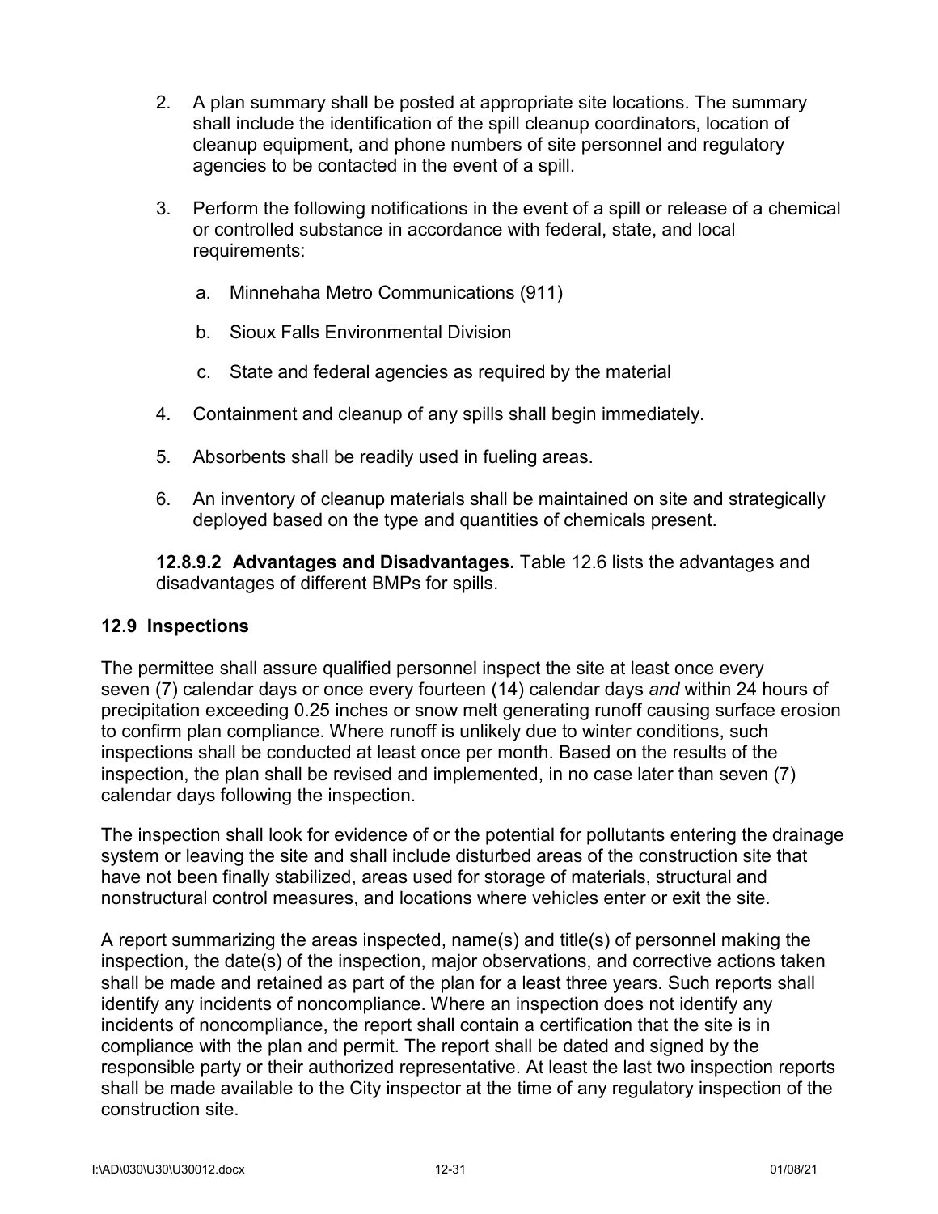2. A plan summary shall be posted at appropriate site locations. The summary shall include the identification of the spill cleanup coordinators, location of cleanup equipment, and phone numbers of site personnel and regulatory agencies to be contacted in the event of a spill.

3. Perform the following notifications in the event of a spill or release of a chemical or controlled substance in accordance with federal, state, and local requirements:

   a. Minnehaha Metro Communications (911)

   b. Sioux Falls Environmental Division

   c. State and federal agencies as required by the material

4. Containment and cleanup of any spills shall begin immediately.

5. Absorbents shall be readily used in fueling areas.

6. An inventory of cleanup materials shall be maintained on site and strategically deployed based on the type and quantities of chemicals present.

**12.8.9.2 Advantages and Disadvantages.** Table 12.6 lists the advantages and disadvantages of different BMPs for spills.

## 12.9 Inspections

The permittee shall assure qualified personnel inspect the site at least once every seven (7) calendar days or once every fourteen (14) calendar days *and* within 24 hours of precipitation exceeding 0.25 inches or snow melt generating runoff causing surface erosion to confirm plan compliance. Where runoff is unlikely due to winter conditions, such inspections shall be conducted at least once per month. Based on the results of the inspection, the plan shall be revised and implemented, in no case later than seven (7) calendar days following the inspection.

The inspection shall look for evidence of or the potential for pollutants entering the drainage system or leaving the site and shall include disturbed areas of the construction site that have not been finally stabilized, areas used for storage of materials, structural and nonstructural control measures, and locations where vehicles enter or exit the site.

A report summarizing the areas inspected, name(s) and title(s) of personnel making the inspection, the date(s) of the inspection, major observations, and corrective actions taken shall be made and retained as part of the plan for a least three years. Such reports shall identify any incidents of noncompliance. Where an inspection does not identify any incidents of noncompliance, the report shall contain a certification that the site is in compliance with the plan and permit. The report shall be dated and signed by the responsible party or their authorized representative. At least the last two inspection reports shall be made available to the City inspector at the time of any regulatory inspection of the construction site.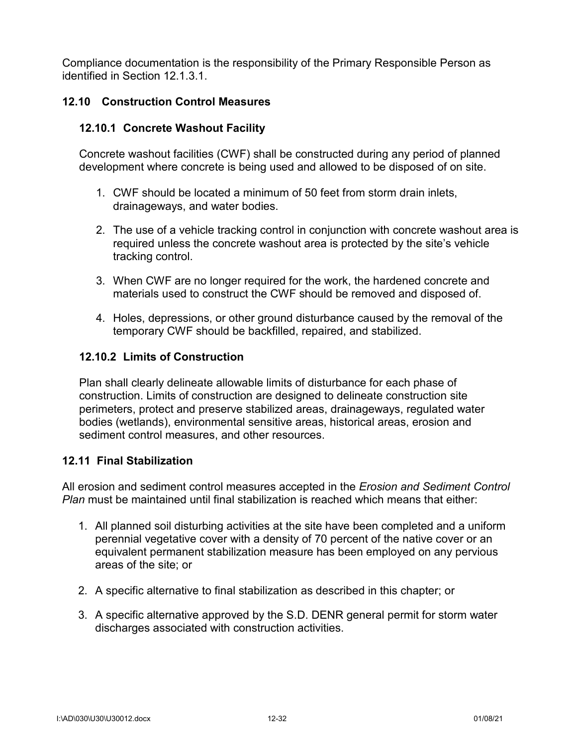Compliance documentation is the responsibility of the Primary Responsible Person as identified in Section 12.1.3.1.

## 12.10 Construction Control Measures

### 12.10.1 Concrete Washout Facility

Concrete washout facilities (CWF) shall be constructed during any period of planned development where concrete is being used and allowed to be disposed of on site.

1. CWF should be located a minimum of 50 feet from storm drain inlets, drainageways, and water bodies.

2. The use of a vehicle tracking control in conjunction with concrete washout area is required unless the concrete washout area is protected by the site's vehicle tracking control.

3. When CWF are no longer required for the work, the hardened concrete and materials used to construct the CWF should be removed and disposed of.

4. Holes, depressions, or other ground disturbance caused by the removal of the temporary CWF should be backfilled, repaired, and stabilized.

### 12.10.2 Limits of Construction

Plan shall clearly delineate allowable limits of disturbance for each phase of construction. Limits of construction are designed to delineate construction site perimeters, protect and preserve stabilized areas, drainageways, regulated water bodies (wetlands), environmental sensitive areas, historical areas, erosion and sediment control measures, and other resources.

## 12.11 Final Stabilization

All erosion and sediment control measures accepted in the *Erosion and Sediment Control Plan* must be maintained until final stabilization is reached which means that either:

1. All planned soil disturbing activities at the site have been completed and a uniform perennial vegetative cover with a density of 70 percent of the native cover or an equivalent permanent stabilization measure has been employed on any pervious areas of the site; or

2. A specific alternative to final stabilization as described in this chapter; or

3. A specific alternative approved by the S.D. DENR general permit for storm water discharges associated with construction activities.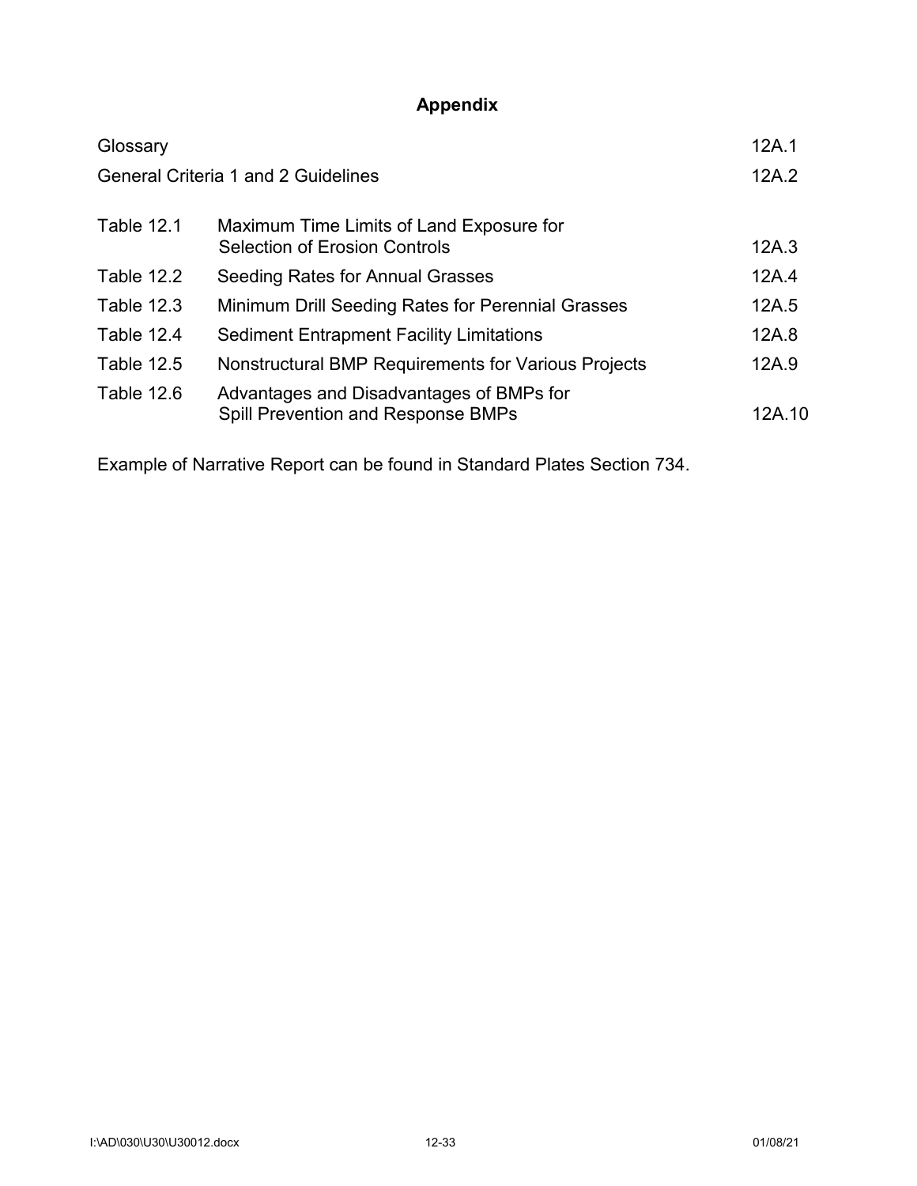# Appendix

| | | |
|---|---|---|
| Glossary | | 12A.1 |
| General Criteria 1 and 2 Guidelines | | 12A.2 |
| Table 12.1 | Maximum Time Limits of Land Exposure for Selection of Erosion Controls | 12A.3 |
| Table 12.2 | Seeding Rates for Annual Grasses | 12A.4 |
| Table 12.3 | Minimum Drill Seeding Rates for Perennial Grasses | 12A.5 |
| Table 12.4 | Sediment Entrapment Facility Limitations | 12A.8 |
| Table 12.5 | Nonstructural BMP Requirements for Various Projects | 12A.9 |
| Table 12.6 | Advantages and Disadvantages of BMPs for Spill Prevention and Response BMPs | 12A.10 |

Example of Narrative Report can be found in Standard Plates Section 734.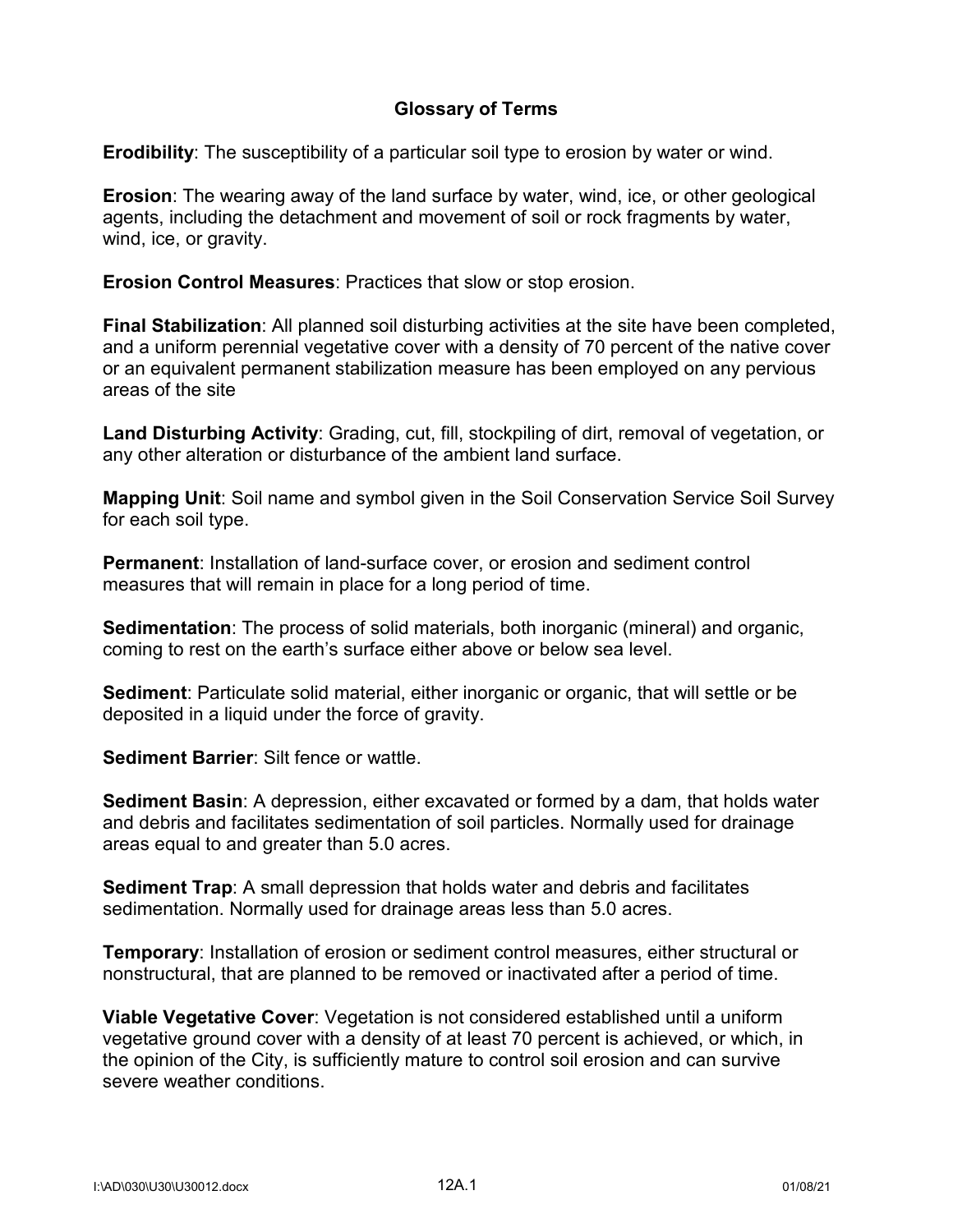## Glossary of Terms

**Erodibility**: The susceptibility of a particular soil type to erosion by water or wind.

**Erosion**: The wearing away of the land surface by water, wind, ice, or other geological agents, including the detachment and movement of soil or rock fragments by water, wind, ice, or gravity.

**Erosion Control Measures**: Practices that slow or stop erosion.

**Final Stabilization**: All planned soil disturbing activities at the site have been completed, and a uniform perennial vegetative cover with a density of 70 percent of the native cover or an equivalent permanent stabilization measure has been employed on any pervious areas of the site

**Land Disturbing Activity**: Grading, cut, fill, stockpiling of dirt, removal of vegetation, or any other alteration or disturbance of the ambient land surface.

**Mapping Unit**: Soil name and symbol given in the Soil Conservation Service Soil Survey for each soil type.

**Permanent**: Installation of land-surface cover, or erosion and sediment control measures that will remain in place for a long period of time.

**Sedimentation**: The process of solid materials, both inorganic (mineral) and organic, coming to rest on the earth's surface either above or below sea level.

**Sediment**: Particulate solid material, either inorganic or organic, that will settle or be deposited in a liquid under the force of gravity.

**Sediment Barrier**: Silt fence or wattle.

**Sediment Basin**: A depression, either excavated or formed by a dam, that holds water and debris and facilitates sedimentation of soil particles. Normally used for drainage areas equal to and greater than 5.0 acres.

**Sediment Trap**: A small depression that holds water and debris and facilitates sedimentation. Normally used for drainage areas less than 5.0 acres.

**Temporary**: Installation of erosion or sediment control measures, either structural or nonstructural, that are planned to be removed or inactivated after a period of time.

**Viable Vegetative Cover**: Vegetation is not considered established until a uniform vegetative ground cover with a density of at least 70 percent is achieved, or which, in the opinion of the City, is sufficiently mature to control soil erosion and can survive severe weather conditions.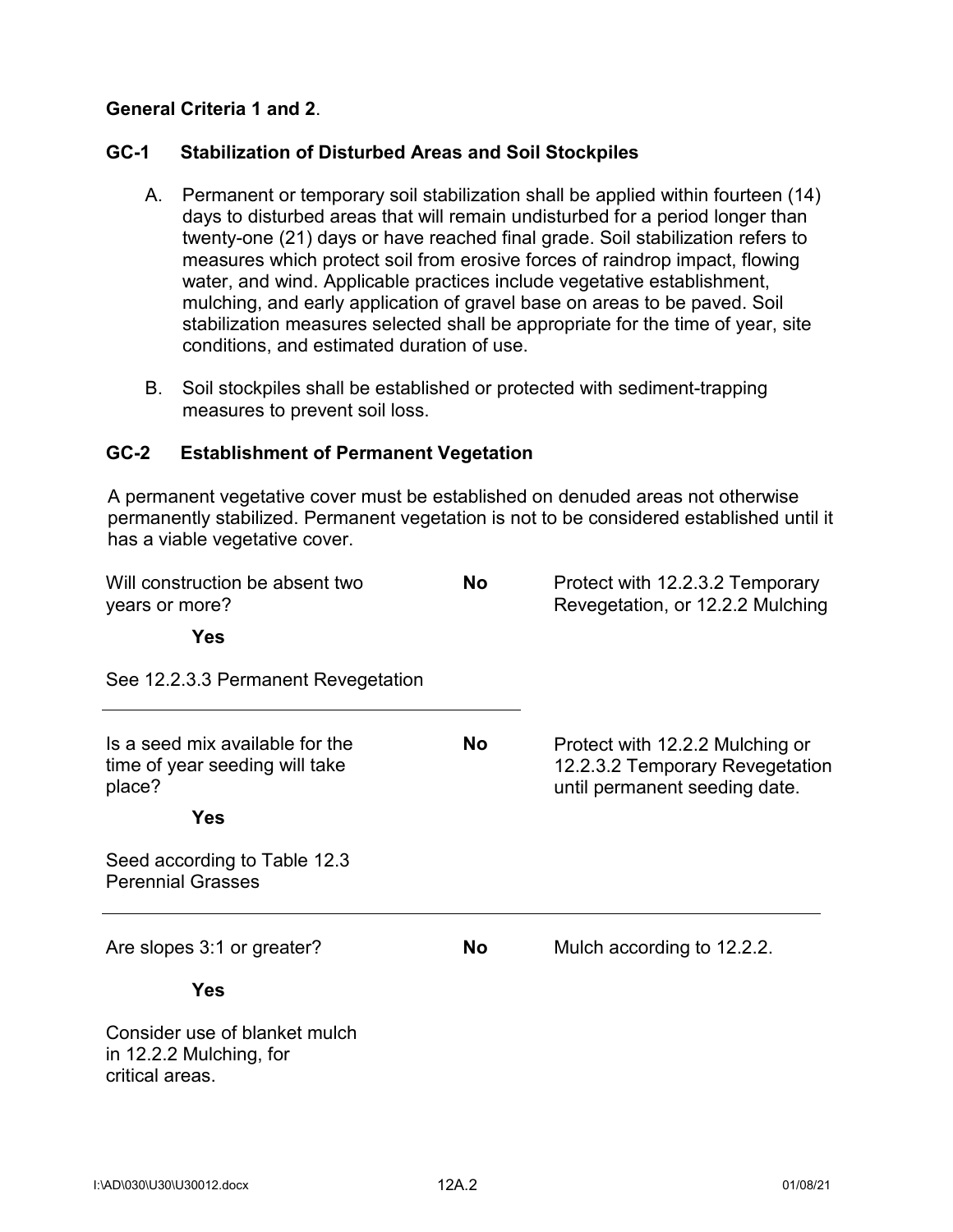**General Criteria 1 and 2**.

### GC-1 Stabilization of Disturbed Areas and Soil Stockpiles

A. Permanent or temporary soil stabilization shall be applied within fourteen (14) days to disturbed areas that will remain undisturbed for a period longer than twenty-one (21) days or have reached final grade. Soil stabilization refers to measures which protect soil from erosive forces of raindrop impact, flowing water, and wind. Applicable practices include vegetative establishment, mulching, and early application of gravel base on areas to be paved. Soil stabilization measures selected shall be appropriate for the time of year, site conditions, and estimated duration of use.

B. Soil stockpiles shall be established or protected with sediment-trapping measures to prevent soil loss.

### GC-2 Establishment of Permanent Vegetation

A permanent vegetative cover must be established on denuded areas not otherwise permanently stabilized. Permanent vegetation is not to be considered established until it has a viable vegetative cover.

Will construction be absent two years or more? **No** — Protect with 12.2.3.2 Temporary Revegetation, or 12.2.2 Mulching

**Yes**

See 12.2.3.3 Permanent Revegetation

---

Is a seed mix available for the time of year seeding will take place? **No** — Protect with 12.2.2 Mulching or 12.2.3.2 Temporary Revegetation until permanent seeding date.

**Yes**

Seed according to Table 12.3 Perennial Grasses

---

Are slopes 3:1 or greater? **No** — Mulch according to 12.2.2.

**Yes**

Consider use of blanket mulch in 12.2.2 Mulching, for critical areas.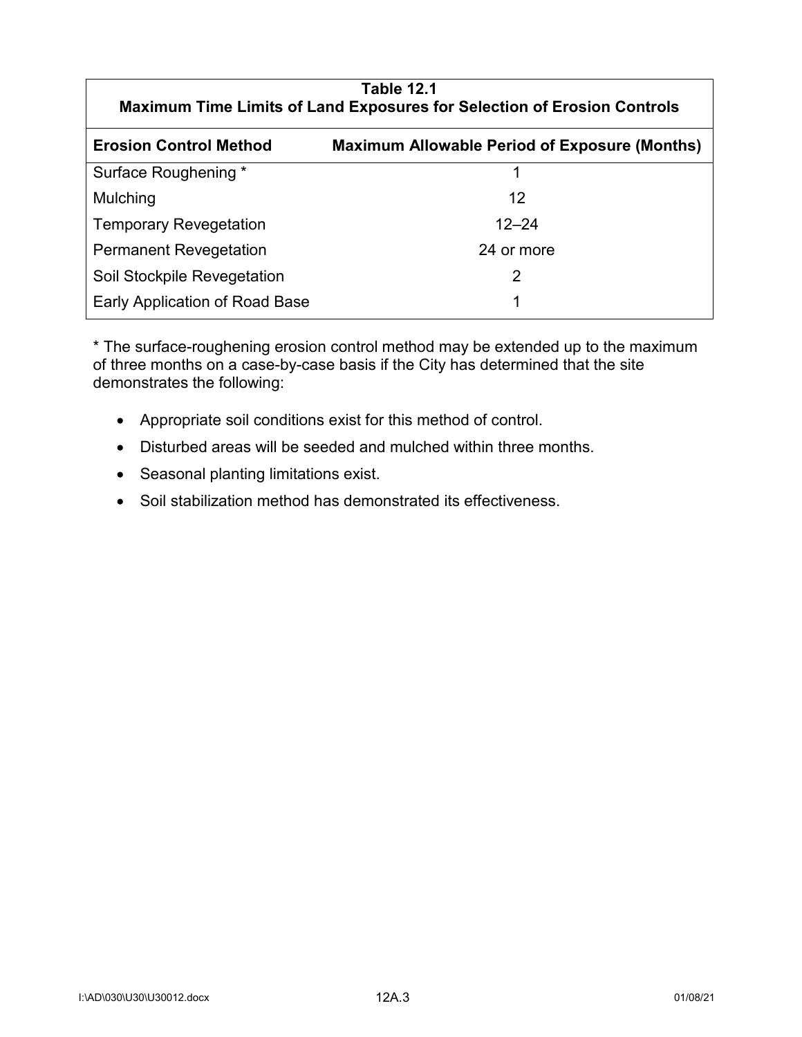**Table 12.1**
**Maximum Time Limits of Land Exposures for Selection of Erosion Controls**

| Erosion Control Method | Maximum Allowable Period of Exposure (Months) |
|---|---|
| Surface Roughening * | 1 |
| Mulching | 12 |
| Temporary Revegetation | 12–24 |
| Permanent Revegetation | 24 or more |
| Soil Stockpile Revegetation | 2 |
| Early Application of Road Base | 1 |

* The surface-roughening erosion control method may be extended up to the maximum of three months on a case-by-case basis if the City has determined that the site demonstrates the following:

- Appropriate soil conditions exist for this method of control.
- Disturbed areas will be seeded and mulched within three months.
- Seasonal planting limitations exist.
- Soil stabilization method has demonstrated its effectiveness.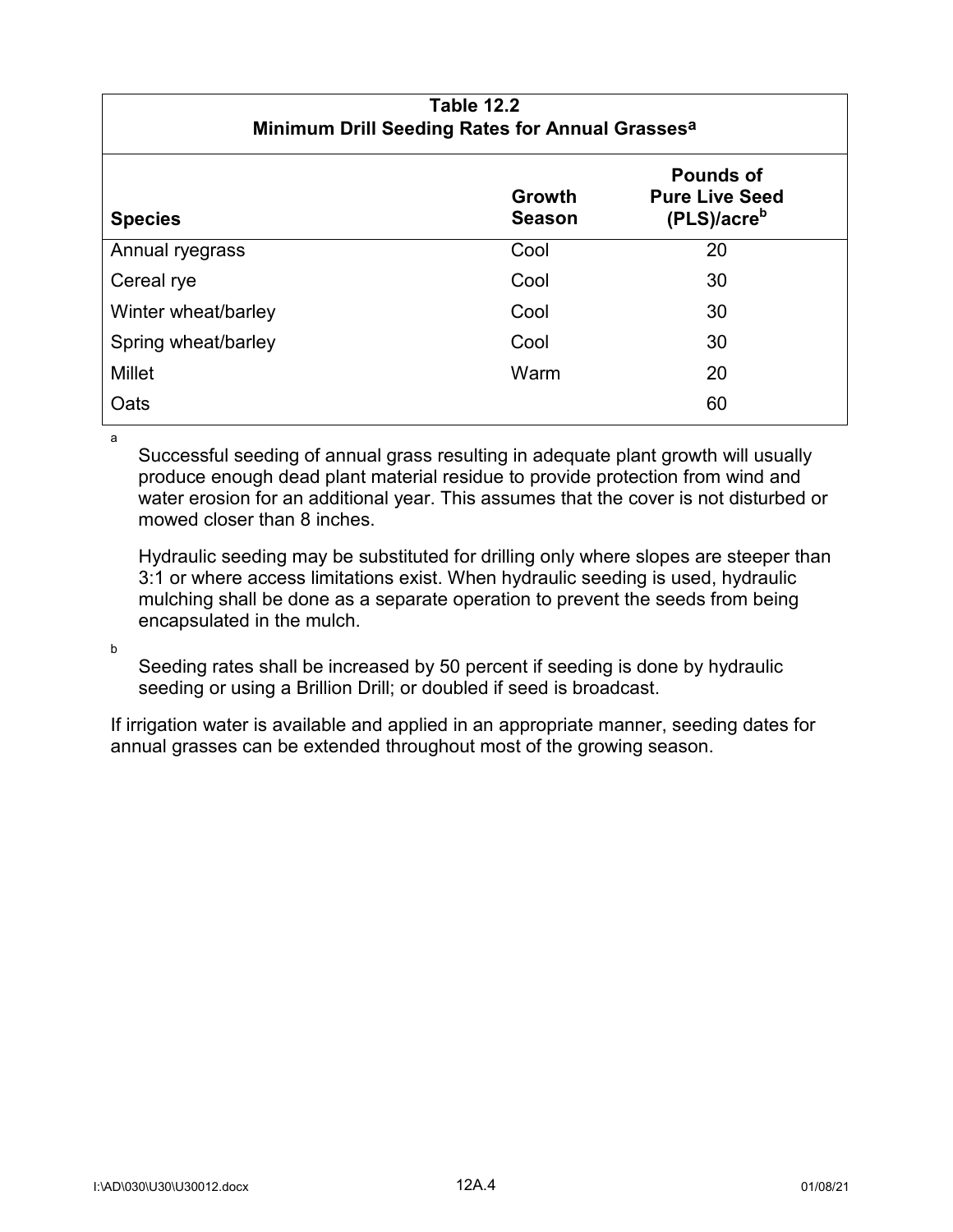**Table 12.2**
**Minimum Drill Seeding Rates for Annual Grasses[a]**

| Species | Growth Season | Pounds of Pure Live Seed (PLS)/acre[b] |
|---|---|---|
| Annual ryegrass | Cool | 20 |
| Cereal rye | Cool | 30 |
| Winter wheat/barley | Cool | 30 |
| Spring wheat/barley | Cool | 30 |
| Millet | Warm | 20 |
| Oats | | 60 |

[a] Successful seeding of annual grass resulting in adequate plant growth will usually produce enough dead plant material residue to provide protection from wind and water erosion for an additional year. This assumes that the cover is not disturbed or mowed closer than 8 inches.

Hydraulic seeding may be substituted for drilling only where slopes are steeper than 3:1 or where access limitations exist. When hydraulic seeding is used, hydraulic mulching shall be done as a separate operation to prevent the seeds from being encapsulated in the mulch.

[b] Seeding rates shall be increased by 50 percent if seeding is done by hydraulic seeding or using a Brillion Drill; or doubled if seed is broadcast.

If irrigation water is available and applied in an appropriate manner, seeding dates for annual grasses can be extended throughout most of the growing season.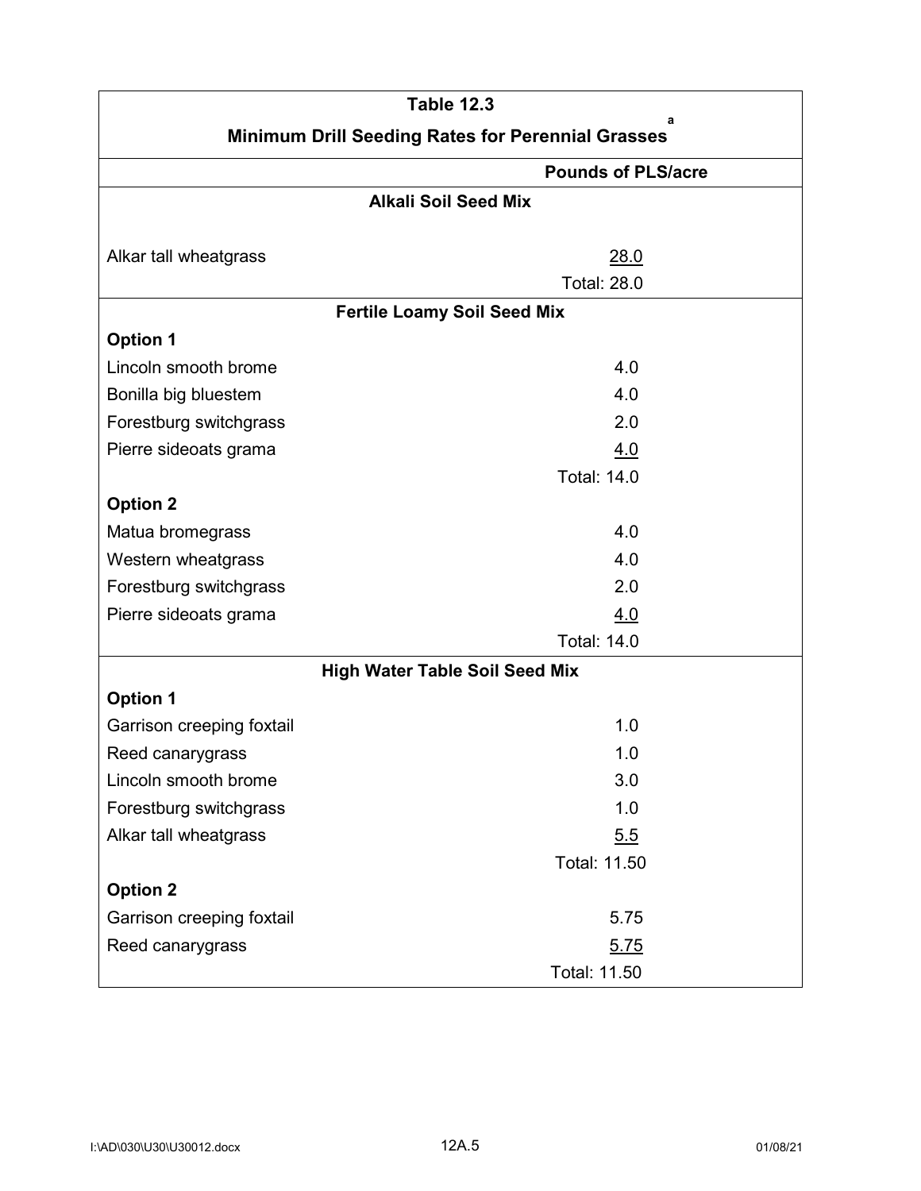**Table 12.3**

**Minimum Drill Seeding Rates for Perennial Grasses[a]**

| | Pounds of PLS/acre |
|---|---|
| **Alkali Soil Seed Mix** | |
| Alkar tall wheatgrass | 28.0 |
| | Total: 28.0 |
| **Fertile Loamy Soil Seed Mix** | |
| **Option 1** | |
| Lincoln smooth brome | 4.0 |
| Bonilla big bluestem | 4.0 |
| Forestburg switchgrass | 2.0 |
| Pierre sideoats grama | 4.0 |
| | Total: 14.0 |
| **Option 2** | |
| Matua bromegrass | 4.0 |
| Western wheatgrass | 4.0 |
| Forestburg switchgrass | 2.0 |
| Pierre sideoats grama | 4.0 |
| | Total: 14.0 |
| **High Water Table Soil Seed Mix** | |
| **Option 1** | |
| Garrison creeping foxtail | 1.0 |
| Reed canarygrass | 1.0 |
| Lincoln smooth brome | 3.0 |
| Forestburg switchgrass | 1.0 |
| Alkar tall wheatgrass | 5.5 |
| | Total: 11.50 |
| **Option 2** | |
| Garrison creeping foxtail | 5.75 |
| Reed canarygrass | 5.75 |
| | Total: 11.50 |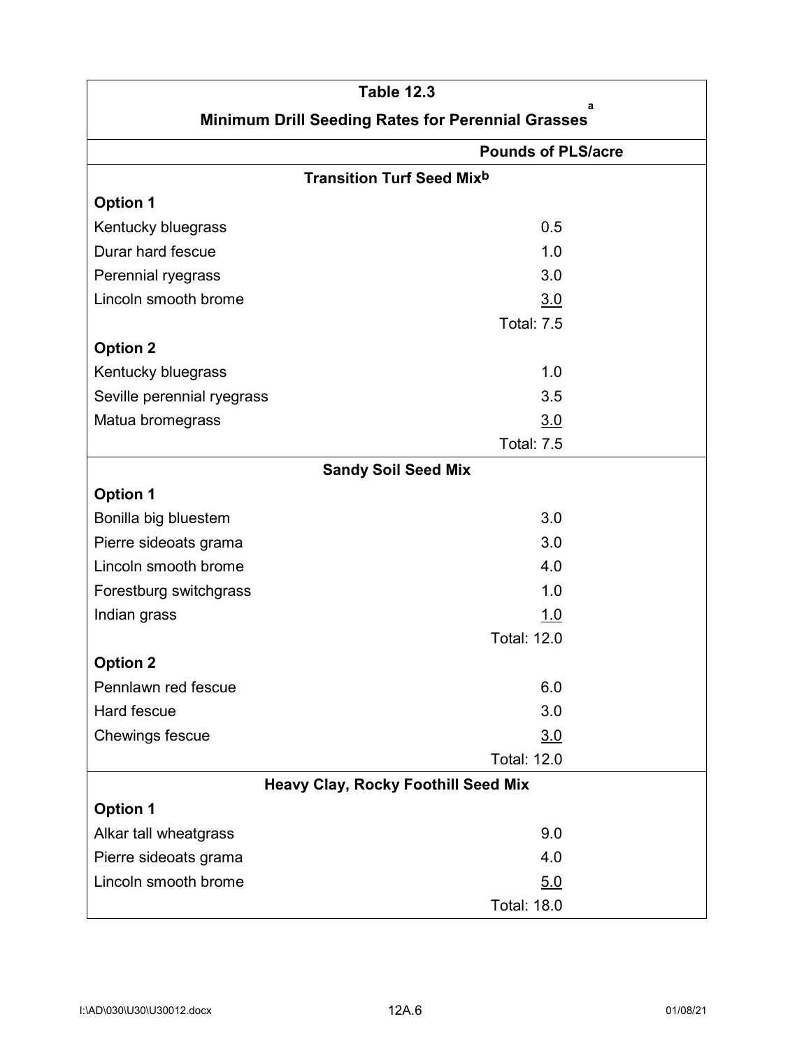**Table 12.3**

**Minimum Drill Seeding Rates for Perennial Grasses[a]**

| | Pounds of PLS/acre |
|---|---|
| **Transition Turf Seed Mix[b]** | |
| **Option 1** | |
| Kentucky bluegrass | 0.5 |
| Durar hard fescue | 1.0 |
| Perennial ryegrass | 3.0 |
| Lincoln smooth brome | 3.0 |
| | Total: 7.5 |
| **Option 2** | |
| Kentucky bluegrass | 1.0 |
| Seville perennial ryegrass | 3.5 |
| Matua bromegrass | 3.0 |
| | Total: 7.5 |
| **Sandy Soil Seed Mix** | |
| **Option 1** | |
| Bonilla big bluestem | 3.0 |
| Pierre sideoats grama | 3.0 |
| Lincoln smooth brome | 4.0 |
| Forestburg switchgrass | 1.0 |
| Indian grass | 1.0 |
| | Total: 12.0 |
| **Option 2** | |
| Pennlawn red fescue | 6.0 |
| Hard fescue | 3.0 |
| Chewings fescue | 3.0 |
| | Total: 12.0 |
| **Heavy Clay, Rocky Foothill Seed Mix** | |
| **Option 1** | |
| Alkar tall wheatgrass | 9.0 |
| Pierre sideoats grama | 4.0 |
| Lincoln smooth brome | 5.0 |
| | Total: 18.0 |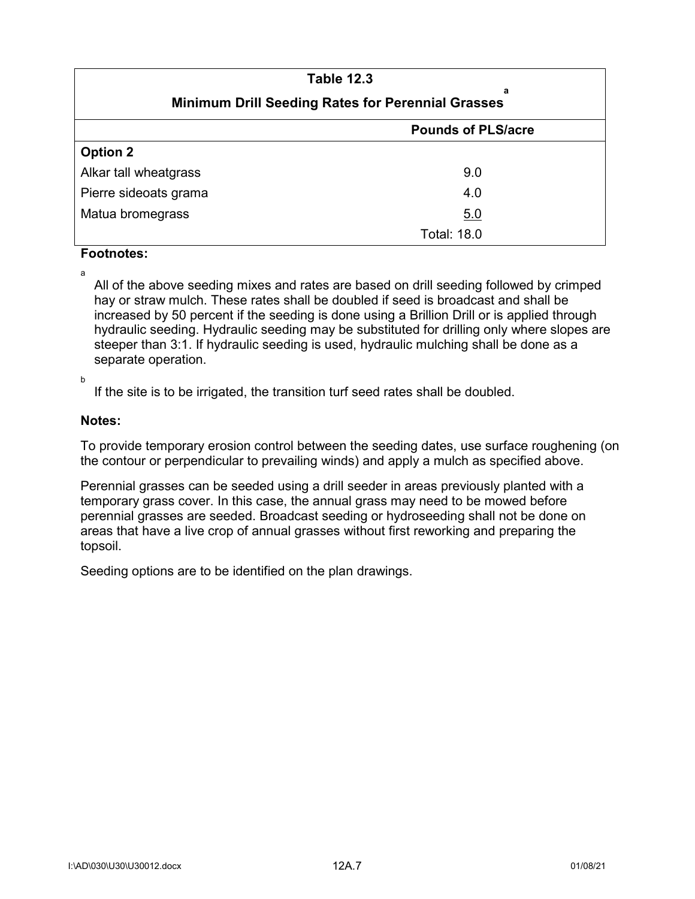| Table 12.3 Minimum Drill Seeding Rates for Perennial Grasses[a] | |
|---|---|
| | **Pounds of PLS/acre** |
| **Option 2** | |
| Alkar tall wheatgrass | 9.0 |
| Pierre sideoats grama | 4.0 |
| Matua bromegrass | 5.0 |
| | Total: 18.0 |

**Footnotes:**

[a] All of the above seeding mixes and rates are based on drill seeding followed by crimped hay or straw mulch. These rates shall be doubled if seed is broadcast and shall be increased by 50 percent if the seeding is done using a Brillion Drill or is applied through hydraulic seeding. Hydraulic seeding may be substituted for drilling only where slopes are steeper than 3:1. If hydraulic seeding is used, hydraulic mulching shall be done as a separate operation.

[b] If the site is to be irrigated, the transition turf seed rates shall be doubled.

**Notes:**

To provide temporary erosion control between the seeding dates, use surface roughening (on the contour or perpendicular to prevailing winds) and apply a mulch as specified above.

Perennial grasses can be seeded using a drill seeder in areas previously planted with a temporary grass cover. In this case, the annual grass may need to be mowed before perennial grasses are seeded. Broadcast seeding or hydroseeding shall not be done on areas that have a live crop of annual grasses without first reworking and preparing the topsoil.

Seeding options are to be identified on the plan drawings.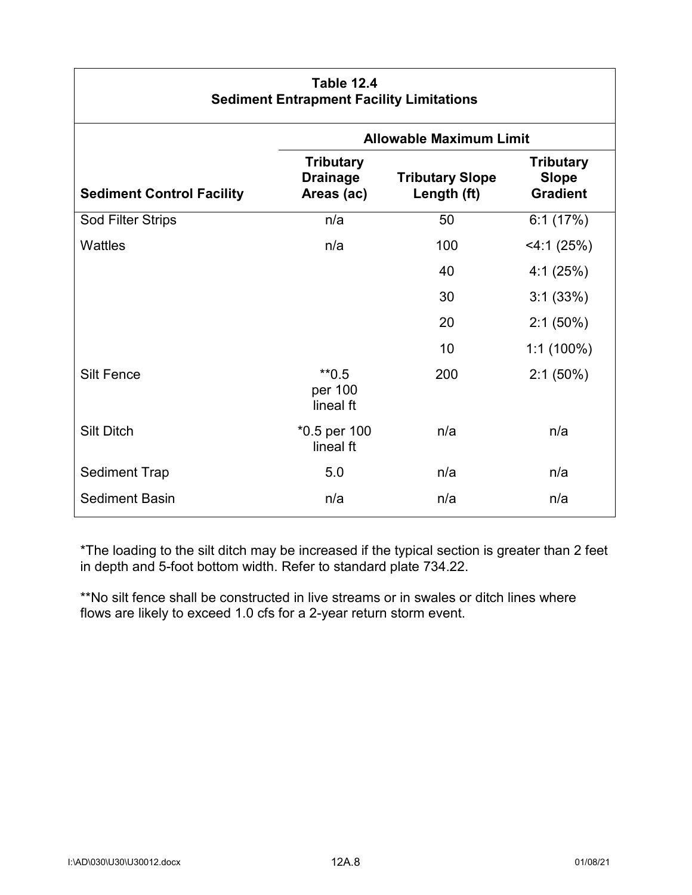**Table 12.4**
**Sediment Entrapment Facility Limitations**

| Sediment Control Facility | Allowable Maximum Limit | | |
|---|---|---|---|
| | Tributary Drainage Areas (ac) | Tributary Slope Length (ft) | Tributary Slope Gradient |
| Sod Filter Strips | n/a | 50 | 6:1 (17%) |
| Wattles | n/a | 100 | <4:1 (25%) |
| | | 40 | 4:1 (25%) |
| | | 30 | 3:1 (33%) |
| | | 20 | 2:1 (50%) |
| | | 10 | 1:1 (100%) |
| Silt Fence | **0.5 per 100 lineal ft | 200 | 2:1 (50%) |
| Silt Ditch | *0.5 per 100 lineal ft | n/a | n/a |
| Sediment Trap | 5.0 | n/a | n/a |
| Sediment Basin | n/a | n/a | n/a |

*The loading to the silt ditch may be increased if the typical section is greater than 2 feet in depth and 5-foot bottom width. Refer to standard plate 734.22.

**No silt fence shall be constructed in live streams or in swales or ditch lines where flows are likely to exceed 1.0 cfs for a 2-year return storm event.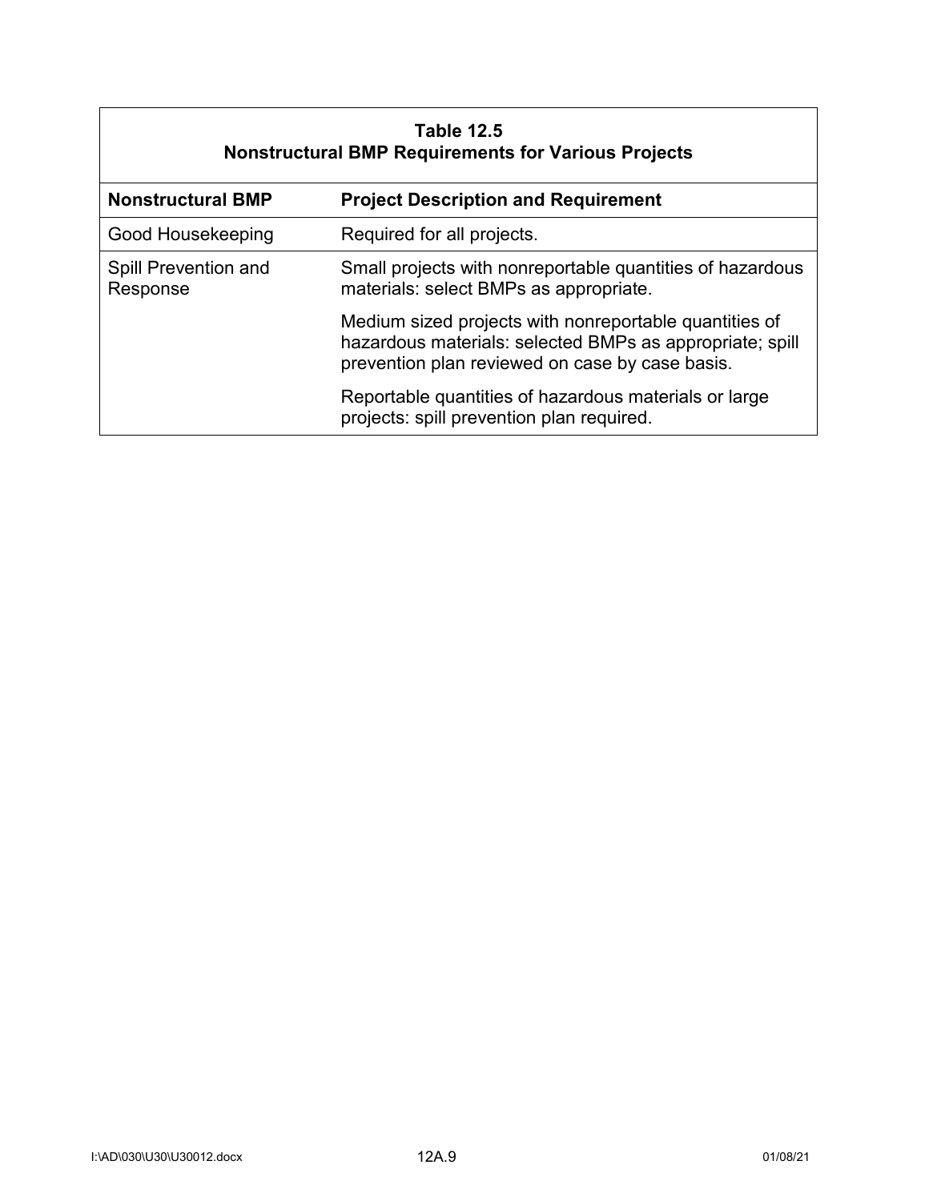**Table 12.5**
**Nonstructural BMP Requirements for Various Projects**

| Nonstructural BMP | Project Description and Requirement |
|---|---|
| Good Housekeeping | Required for all projects. |
| Spill Prevention and Response | Small projects with nonreportable quantities of hazardous materials: select BMPs as appropriate. |
| | Medium sized projects with nonreportable quantities of hazardous materials: selected BMPs as appropriate; spill prevention plan reviewed on case by case basis. |
| | Reportable quantities of hazardous materials or large projects: spill prevention plan required. |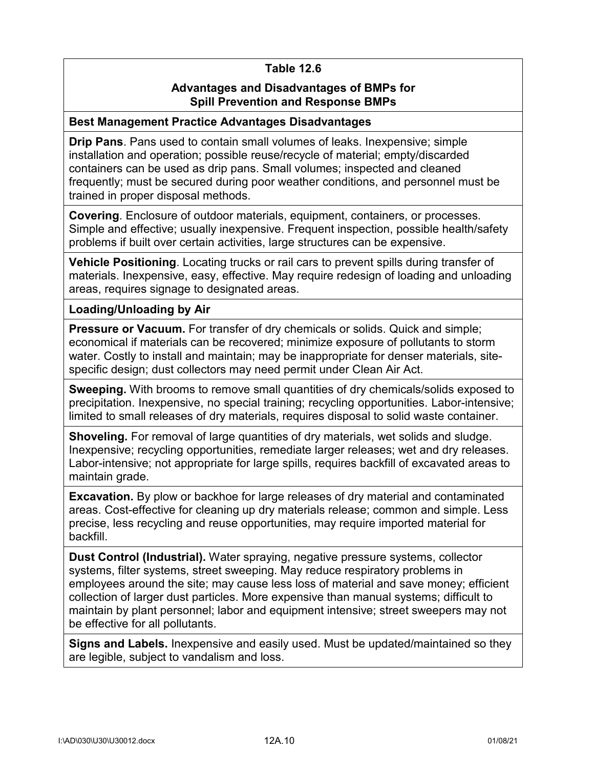**Table 12.6**

**Advantages and Disadvantages of BMPs for Spill Prevention and Response BMPs**

| Best Management Practice Advantages Disadvantages |
| --- |
| **Drip Pans**. Pans used to contain small volumes of leaks. Inexpensive; simple installation and operation; possible reuse/recycle of material; empty/discarded containers can be used as drip pans. Small volumes; inspected and cleaned frequently; must be secured during poor weather conditions, and personnel must be trained in proper disposal methods. |
| **Covering**. Enclosure of outdoor materials, equipment, containers, or processes. Simple and effective; usually inexpensive. Frequent inspection, possible health/safety problems if built over certain activities, large structures can be expensive. |
| **Vehicle Positioning**. Locating trucks or rail cars to prevent spills during transfer of materials. Inexpensive, easy, effective. May require redesign of loading and unloading areas, requires signage to designated areas. |
| **Loading/Unloading by Air** |
| **Pressure or Vacuum.** For transfer of dry chemicals or solids. Quick and simple; economical if materials can be recovered; minimize exposure of pollutants to storm water. Costly to install and maintain; may be inappropriate for denser materials, site-specific design; dust collectors may need permit under Clean Air Act. |
| **Sweeping.** With brooms to remove small quantities of dry chemicals/solids exposed to precipitation. Inexpensive, no special training; recycling opportunities. Labor-intensive; limited to small releases of dry materials, requires disposal to solid waste container. |
| **Shoveling.** For removal of large quantities of dry materials, wet solids and sludge. Inexpensive; recycling opportunities, remediate larger releases; wet and dry releases. Labor-intensive; not appropriate for large spills, requires backfill of excavated areas to maintain grade. |
| **Excavation.** By plow or backhoe for large releases of dry material and contaminated areas. Cost-effective for cleaning up dry materials release; common and simple. Less precise, less recycling and reuse opportunities, may require imported material for backfill. |
| **Dust Control (Industrial).** Water spraying, negative pressure systems, collector systems, filter systems, street sweeping. May reduce respiratory problems in employees around the site; may cause less loss of material and save money; efficient collection of larger dust particles. More expensive than manual systems; difficult to maintain by plant personnel; labor and equipment intensive; street sweepers may not be effective for all pollutants. |
| **Signs and Labels.** Inexpensive and easily used. Must be updated/maintained so they are legible, subject to vandalism and loss. |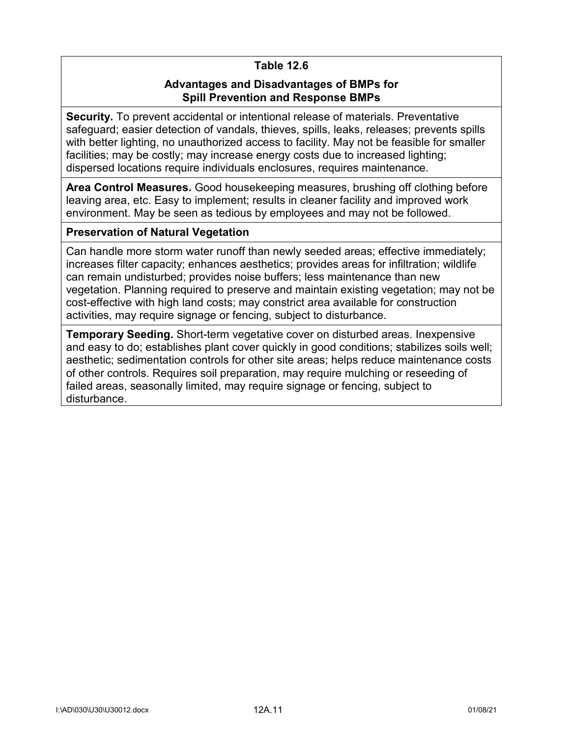**Table 12.6**

**Advantages and Disadvantages of BMPs for Spill Prevention and Response BMPs**

| |
|---|
| **Security.** To prevent accidental or intentional release of materials. Preventative safeguard; easier detection of vandals, thieves, spills, leaks, releases; prevents spills with better lighting, no unauthorized access to facility. May not be feasible for smaller facilities; may be costly; may increase energy costs due to increased lighting; dispersed locations require individuals enclosures, requires maintenance. |
| **Area Control Measures.** Good housekeeping measures, brushing off clothing before leaving area, etc. Easy to implement; results in cleaner facility and improved work environment. May be seen as tedious by employees and may not be followed. |
| **Preservation of Natural Vegetation** |
| Can handle more storm water runoff than newly seeded areas; effective immediately; increases filter capacity; enhances aesthetics; provides areas for infiltration; wildlife can remain undisturbed; provides noise buffers; less maintenance than new vegetation. Planning required to preserve and maintain existing vegetation; may not be cost-effective with high land costs; may constrict area available for construction activities, may require signage or fencing, subject to disturbance. |
| **Temporary Seeding.** Short-term vegetative cover on disturbed areas. Inexpensive and easy to do; establishes plant cover quickly in good conditions; stabilizes soils well; aesthetic; sedimentation controls for other site areas; helps reduce maintenance costs of other controls. Requires soil preparation, may require mulching or reseeding of failed areas, seasonally limited, may require signage or fencing, subject to disturbance. |